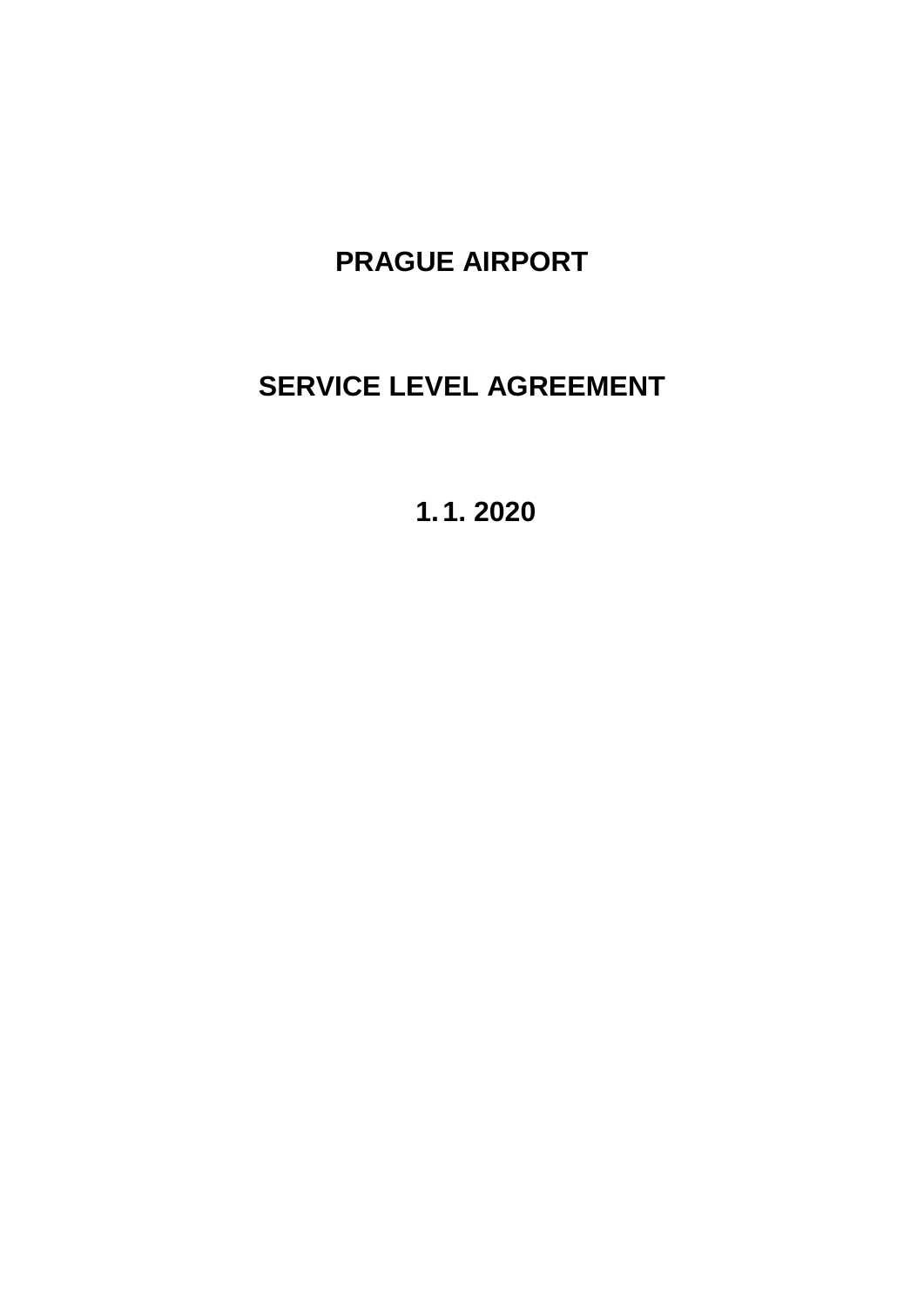# PRAGUE AIRPORT

# SERVICE LEVEL AGREEMENT

**1. 1. 2020**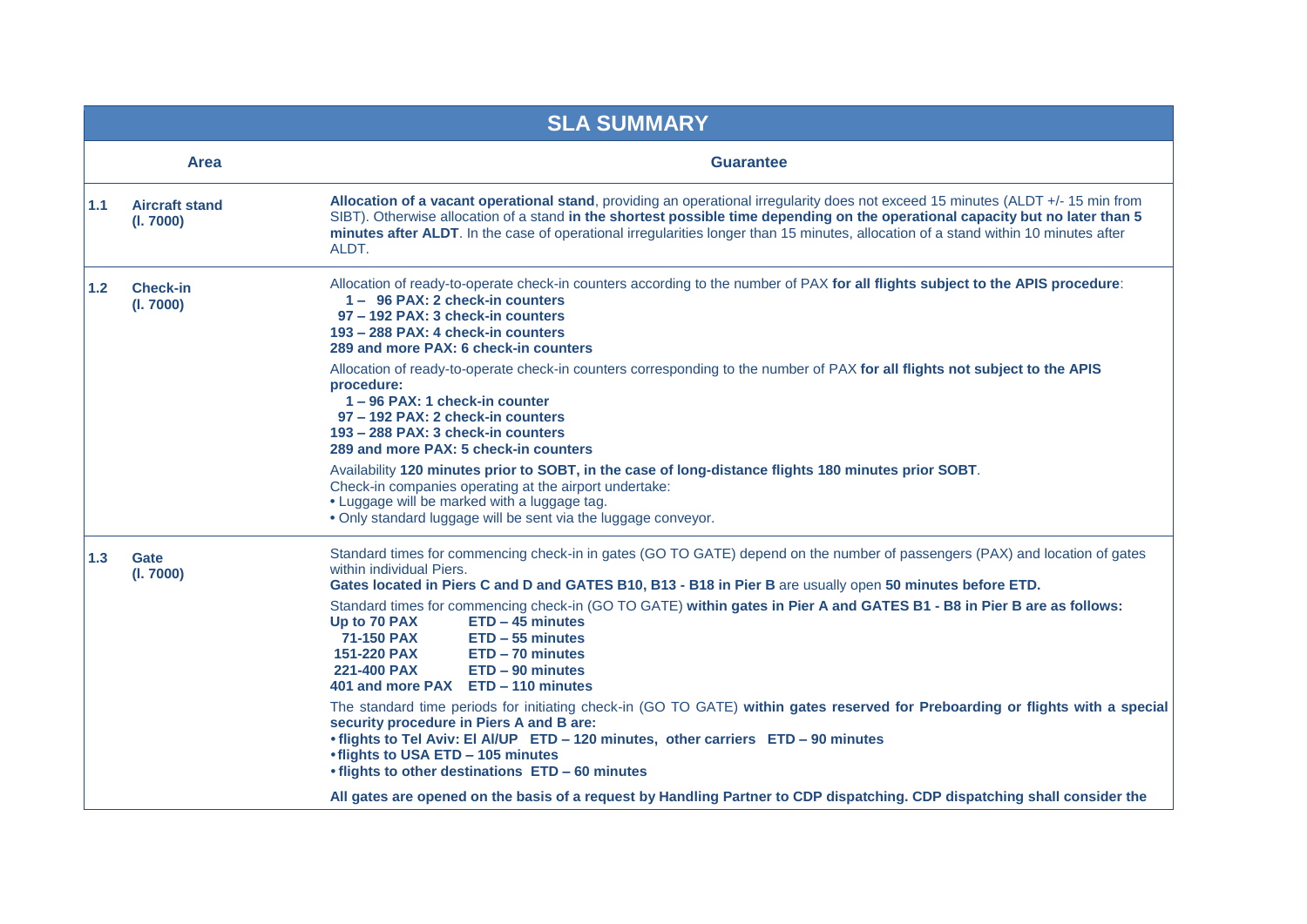| SLA SUMMARY | | |
|---|---|---|
| | **Area** | **Guarantee** |
| **1.1** | **Aircraft stand (l. 7000)** | **Allocation of a vacant operational stand**, providing an operational irregularity does not exceed 15 minutes (ALDT +/- 15 min from SIBT). Otherwise allocation of a stand **in the shortest possible time depending on the operational capacity but no later than 5 minutes after ALDT**. In the case of operational irregularities longer than 15 minutes, allocation of a stand within 10 minutes after ALDT. |
| **1.2** | **Check-in (l. 7000)** | Allocation of ready-to-operate check-in counters according to the number of PAX **for all flights subject to the APIS procedure**:<br>**1 – 96 PAX: 2 check-in counters**<br>**97 – 192 PAX: 3 check-in counters**<br>**193 – 288 PAX: 4 check-in counters**<br>**289 and more PAX: 6 check-in counters**<br><br>Allocation of ready-to-operate check-in counters corresponding to the number of PAX **for all flights not subject to the APIS procedure:**<br>**1 – 96 PAX: 1 check-in counter**<br>**97 – 192 PAX: 2 check-in counters**<br>**193 – 288 PAX: 3 check-in counters**<br>**289 and more PAX: 5 check-in counters**<br><br>Availability **120 minutes prior to SOBT, in the case of long-distance flights 180 minutes prior SOBT**.<br>Check-in companies operating at the airport undertake:<br>• Luggage will be marked with a luggage tag.<br>• Only standard luggage will be sent via the luggage conveyor. |
| **1.3** | **Gate (l. 7000)** | Standard times for commencing check-in in gates (GO TO GATE) depend on the number of passengers (PAX) and location of gates within individual Piers.<br>**Gates located in Piers C and D and GATES B10, B13 - B18 in Pier B** are usually open **50 minutes before ETD.**<br><br>Standard times for commencing check-in (GO TO GATE) **within gates in Pier A and GATES B1 - B8 in Pier B are as follows:**<br>**Up to 70 PAX ETD – 45 minutes**<br>**71-150 PAX ETD – 55 minutes**<br>**151-220 PAX ETD – 70 minutes**<br>**221-400 PAX ETD – 90 minutes**<br>**401 and more PAX ETD – 110 minutes**<br><br>The standard time periods for initiating check-in (GO TO GATE) **within gates reserved for Preboarding or flights with a special security procedure in Piers A and B are:**<br>**• flights to Tel Aviv: El Al/UP ETD – 120 minutes, other carriers ETD – 90 minutes**<br>**• flights to USA ETD – 105 minutes**<br>**• flights to other destinations ETD – 60 minutes**<br><br>**All gates are opened on the basis of a request by Handling Partner to CDP dispatching. CDP dispatching shall consider the** |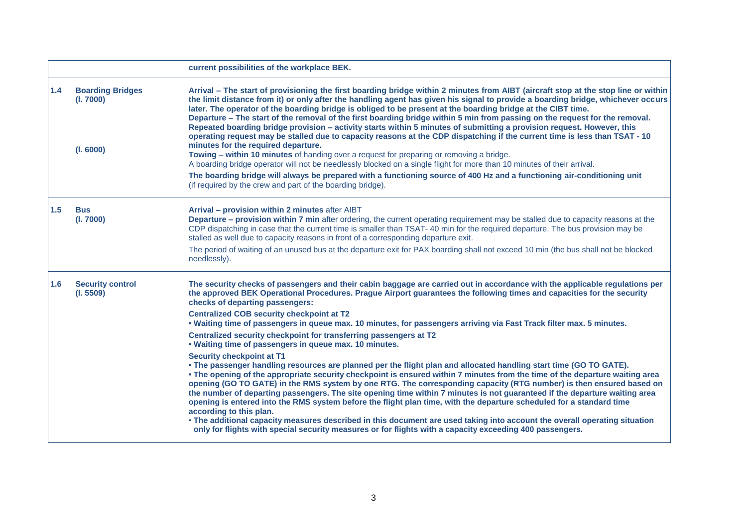| | | |
|---|---|---|
| | | **current possibilities of the workplace BEK.** |
| **1.4** | **Boarding Bridges**<br>**(l. 7000)**<br><br><br><br>**(l. 6000)** | **Arrival – The start of provisioning the first boarding bridge within 2 minutes from AIBT (aircraft stop at the stop line or within the limit distance from it) or only after the handling agent has given his signal to provide a boarding bridge, whichever occurs later. The operator of the boarding bridge is obliged to be present at the boarding bridge at the CIBT time.**<br>**Departure – The start of the removal of the first boarding bridge within 5 min from passing on the request for the removal.**<br>**Repeated boarding bridge provision – activity starts within 5 minutes of submitting a provision request. However, this operating request may be stalled due to capacity reasons at the CDP dispatching if the current time is less than TSAT - 10 minutes for the required departure.**<br>**Towing – within 10 minutes** of handing over a request for preparing or removing a bridge.<br>A boarding bridge operator will not be needlessly blocked on a single flight for more than 10 minutes of their arrival.<br>**The boarding bridge will always be prepared with a functioning source of 400 Hz and a functioning air-conditioning unit** (if required by the crew and part of the boarding bridge). |
| **1.5** | **Bus**<br>**(l. 7000)** | **Arrival – provision within 2 minutes** after AIBT<br>**Departure – provision within 7 min** after ordering, the current operating requirement may be stalled due to capacity reasons at the CDP dispatching in case that the current time is smaller than TSAT- 40 min for the required departure. The bus provision may be stalled as well due to capacity reasons in front of a corresponding departure exit.<br>The period of waiting of an unused bus at the departure exit for PAX boarding shall not exceed 10 min (the bus shall not be blocked needlessly). |
| **1.6** | **Security control**<br>**(l. 5509)** | **The security checks of passengers and their cabin baggage are carried out in accordance with the applicable regulations per the approved BEK Operational Procedures. Prague Airport guarantees the following times and capacities for the security checks of departing passengers:**<br>**Centralized COB security checkpoint at T2**<br>**• Waiting time of passengers in queue max. 10 minutes, for passengers arriving via Fast Track filter max. 5 minutes.**<br>**Centralized security checkpoint for transferring passengers at T2**<br>**• Waiting time of passengers in queue max. 10 minutes.**<br>**Security checkpoint at T1**<br>**• The passenger handling resources are planned per the flight plan and allocated handling start time (GO TO GATE).**<br>**• The opening of the appropriate security checkpoint is ensured within 7 minutes from the time of the departure waiting area opening (GO TO GATE) in the RMS system by one RTG. The corresponding capacity (RTG number) is then ensured based on the number of departing passengers. The site opening time within 7 minutes is not guaranteed if the departure waiting area opening is entered into the RMS system before the flight plan time, with the departure scheduled for a standard time according to this plan.**<br>**• The additional capacity measures described in this document are used taking into account the overall operating situation only for flights with special security measures or for flights with a capacity exceeding 400 passengers.** |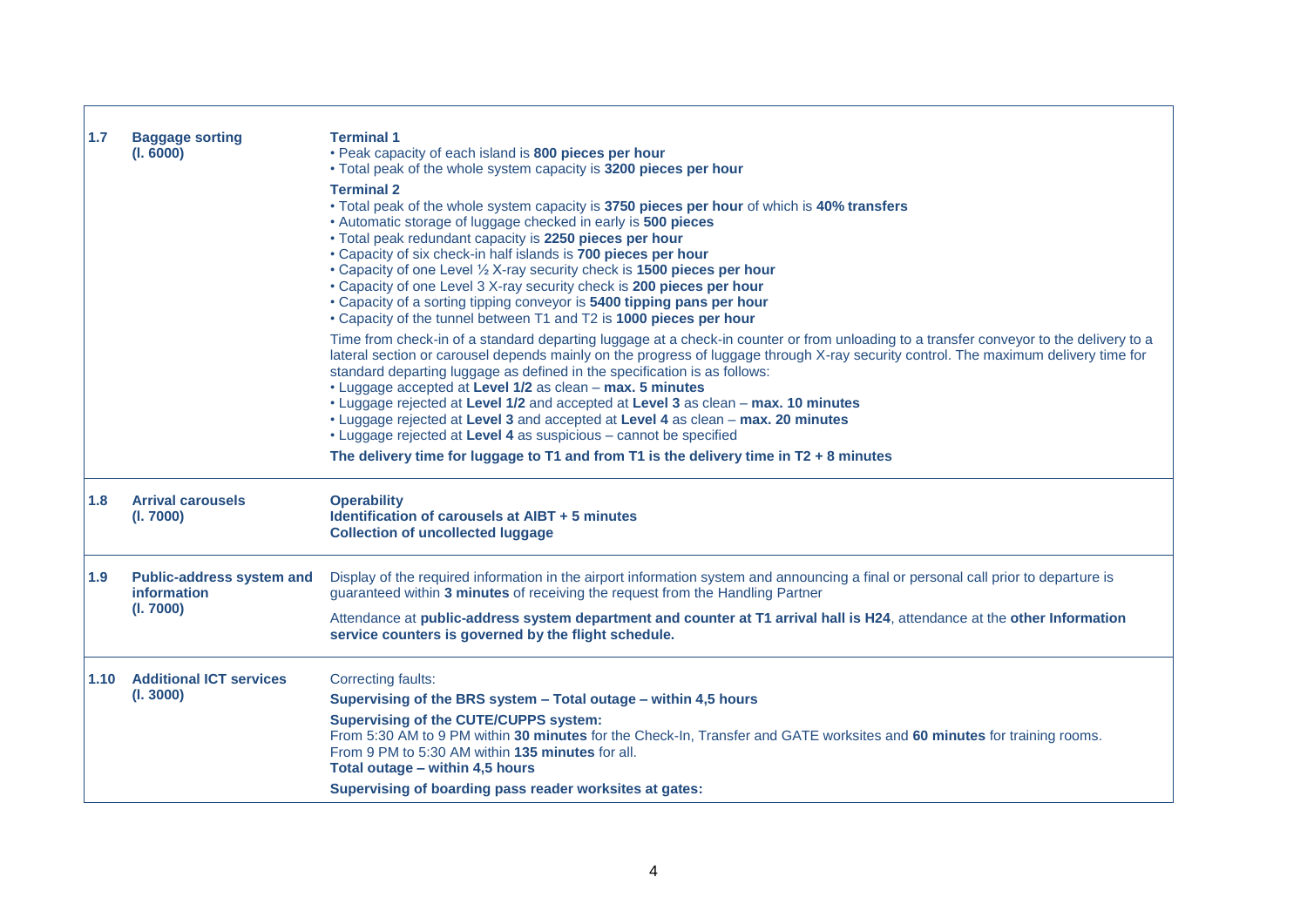| | | |
|---|---|---|
| **1.7** | **Baggage sorting (l. 6000)** | **Terminal 1**<br>• Peak capacity of each island is **800 pieces per hour**<br>• Total peak of the whole system capacity is **3200 pieces per hour**<br>**Terminal 2**<br>• Total peak of the whole system capacity is **3750 pieces per hour** of which is **40% transfers**<br>• Automatic storage of luggage checked in early is **500 pieces**<br>• Total peak redundant capacity is **2250 pieces per hour**<br>• Capacity of six check-in half islands is **700 pieces per hour**<br>• Capacity of one Level ½ X-ray security check is **1500 pieces per hour**<br>• Capacity of one Level 3 X-ray security check is **200 pieces per hour**<br>• Capacity of a sorting tipping conveyor is **5400 tipping pans per hour**<br>• Capacity of the tunnel between T1 and T2 is **1000 pieces per hour**<br>Time from check-in of a standard departing luggage at a check-in counter or from unloading to a transfer conveyor to the delivery to a lateral section or carousel depends mainly on the progress of luggage through X-ray security control. The maximum delivery time for standard departing luggage as defined in the specification is as follows:<br>• Luggage accepted at **Level 1/2** as clean – **max. 5 minutes**<br>• Luggage rejected at **Level 1/2** and accepted at **Level 3** as clean – **max. 10 minutes**<br>• Luggage rejected at **Level 3** and accepted at **Level 4** as clean – **max. 20 minutes**<br>• Luggage rejected at **Level 4** as suspicious – cannot be specified<br>**The delivery time for luggage to T1 and from T1 is the delivery time in T2 + 8 minutes** |
| **1.8** | **Arrival carousels (l. 7000)** | **Operability**<br>**Identification of carousels at AIBT + 5 minutes**<br>**Collection of uncollected luggage** |
| **1.9** | **Public-address system and information (l. 7000)** | Display of the required information in the airport information system and announcing a final or personal call prior to departure is guaranteed within **3 minutes** of receiving the request from the Handling Partner<br>Attendance at **public-address system department and counter at T1 arrival hall is H24**, attendance at the **other Information service counters is governed by the flight schedule.** |
| **1.10** | **Additional ICT services (l. 3000)** | Correcting faults:<br>**Supervising of the BRS system – Total outage – within 4,5 hours**<br>**Supervising of the CUTE/CUPPS system:**<br>From 5:30 AM to 9 PM within **30 minutes** for the Check-In, Transfer and GATE worksites and **60 minutes** for training rooms.<br>From 9 PM to 5:30 AM within **135 minutes** for all.<br>**Total outage – within 4,5 hours**<br>**Supervising of boarding pass reader worksites at gates:** |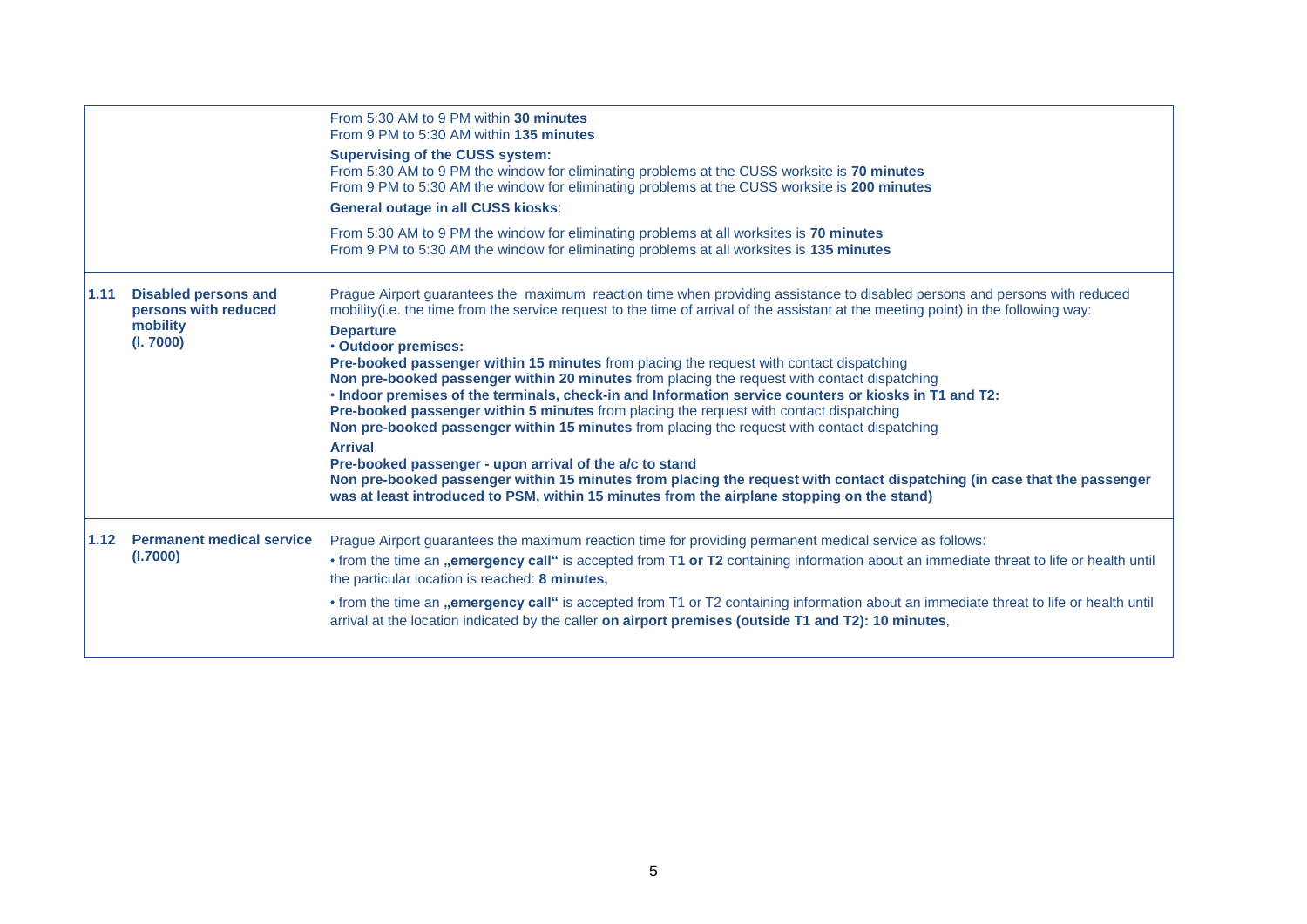| | | |
|---|---|---|
| | | From 5:30 AM to 9 PM within **30 minutes**<br>From 9 PM to 5:30 AM within **135 minutes**<br>**Supervising of the CUSS system:**<br>From 5:30 AM to 9 PM the window for eliminating problems at the CUSS worksite is **70 minutes**<br>From 9 PM to 5:30 AM the window for eliminating problems at the CUSS worksite is **200 minutes**<br>**General outage in all CUSS kiosks**:<br>From 5:30 AM to 9 PM the window for eliminating problems at all worksites is **70 minutes**<br>From 9 PM to 5:30 AM the window for eliminating problems at all worksites is **135 minutes** |
| **1.11** | **Disabled persons and persons with reduced mobility (I. 7000)** | Prague Airport guarantees the maximum reaction time when providing assistance to disabled persons and persons with reduced mobility(i.e. the time from the service request to the time of arrival of the assistant at the meeting point) in the following way:<br>**Departure**<br>• **Outdoor premises:**<br>**Pre-booked passenger within 15 minutes** from placing the request with contact dispatching<br>**Non pre-booked passenger within 20 minutes** from placing the request with contact dispatching<br>• **Indoor premises of the terminals, check-in and Information service counters or kiosks in T1 and T2:**<br>**Pre-booked passenger within 5 minutes** from placing the request with contact dispatching<br>**Non pre-booked passenger within 15 minutes** from placing the request with contact dispatching<br>**Arrival**<br>**Pre-booked passenger - upon arrival of the a/c to stand**<br>**Non pre-booked passenger within 15 minutes from placing the request with contact dispatching (in case that the passenger was at least introduced to PSM, within 15 minutes from the airplane stopping on the stand)** |
| **1.12** | **Permanent medical service (I.7000)** | Prague Airport guarantees the maximum reaction time for providing permanent medical service as follows:<br>• from the time an **„emergency call"** is accepted from **T1 or T2** containing information about an immediate threat to life or health until the particular location is reached: **8 minutes,**<br>• from the time an **„emergency call"** is accepted from T1 or T2 containing information about an immediate threat to life or health until arrival at the location indicated by the caller **on airport premises (outside T1 and T2): 10 minutes**, |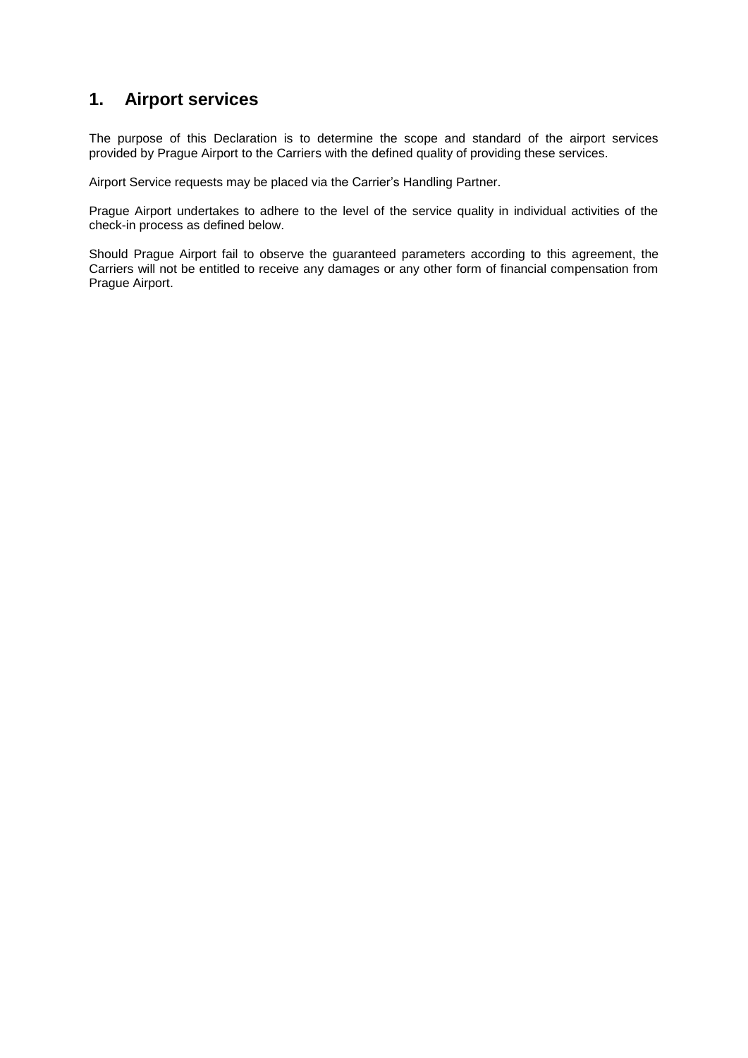# 1. Airport services

The purpose of this Declaration is to determine the scope and standard of the airport services provided by Prague Airport to the Carriers with the defined quality of providing these services.

Airport Service requests may be placed via the Carrier's Handling Partner.

Prague Airport undertakes to adhere to the level of the service quality in individual activities of the check-in process as defined below.

Should Prague Airport fail to observe the guaranteed parameters according to this agreement, the Carriers will not be entitled to receive any damages or any other form of financial compensation from Prague Airport.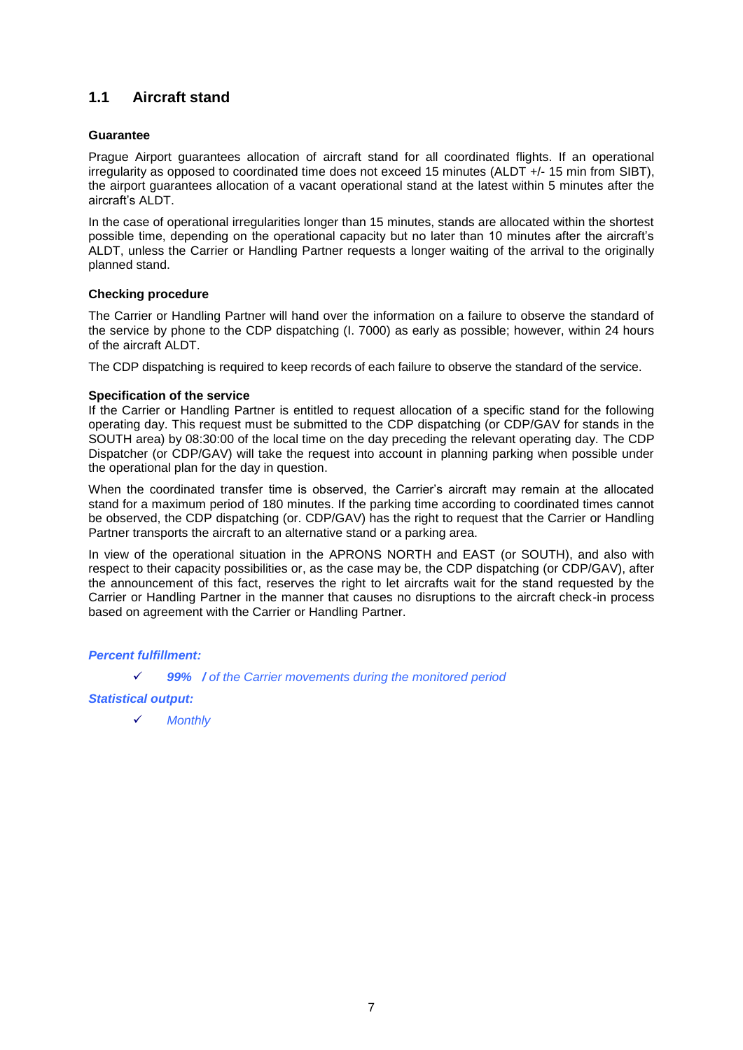## 1.1 Aircraft stand

**Guarantee**

Prague Airport guarantees allocation of aircraft stand for all coordinated flights. If an operational irregularity as opposed to coordinated time does not exceed 15 minutes (ALDT +/- 15 min from SIBT), the airport guarantees allocation of a vacant operational stand at the latest within 5 minutes after the aircraft's ALDT.

In the case of operational irregularities longer than 15 minutes, stands are allocated within the shortest possible time, depending on the operational capacity but no later than 10 minutes after the aircraft's ALDT, unless the Carrier or Handling Partner requests a longer waiting of the arrival to the originally planned stand.

**Checking procedure**

The Carrier or Handling Partner will hand over the information on a failure to observe the standard of the service by phone to the CDP dispatching (l. 7000) as early as possible; however, within 24 hours of the aircraft ALDT.

The CDP dispatching is required to keep records of each failure to observe the standard of the service.

**Specification of the service**

If the Carrier or Handling Partner is entitled to request allocation of a specific stand for the following operating day. This request must be submitted to the CDP dispatching (or CDP/GAV for stands in the SOUTH area) by 08:30:00 of the local time on the day preceding the relevant operating day. The CDP Dispatcher (or CDP/GAV) will take the request into account in planning parking when possible under the operational plan for the day in question.

When the coordinated transfer time is observed, the Carrier's aircraft may remain at the allocated stand for a maximum period of 180 minutes. If the parking time according to coordinated times cannot be observed, the CDP dispatching (or. CDP/GAV) has the right to request that the Carrier or Handling Partner transports the aircraft to an alternative stand or a parking area.

In view of the operational situation in the APRONS NORTH and EAST (or SOUTH), and also with respect to their capacity possibilities or, as the case may be, the CDP dispatching (or CDP/GAV), after the announcement of this fact, reserves the right to let aircrafts wait for the stand requested by the Carrier or Handling Partner in the manner that causes no disruptions to the aircraft check-in process based on agreement with the Carrier or Handling Partner.

***Percent fulfillment:***

- ✓ ***99%*** ***/*** *of the Carrier movements during the monitored period*

***Statistical output:***

- ✓ *Monthly*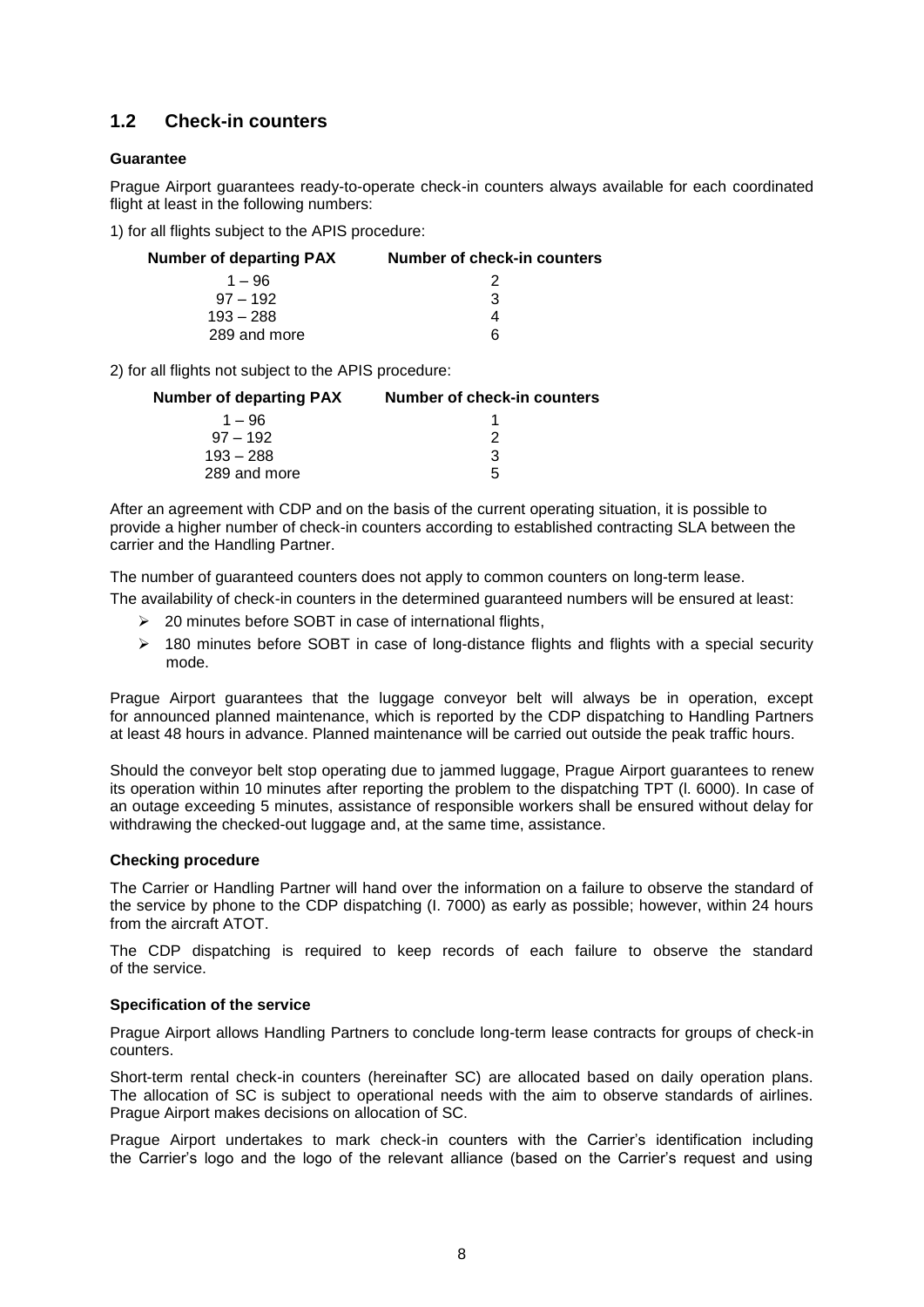## 1.2 Check-in counters

**Guarantee**

Prague Airport guarantees ready-to-operate check-in counters always available for each coordinated flight at least in the following numbers:

1) for all flights subject to the APIS procedure:

| Number of departing PAX | Number of check-in counters |
|---|---|
| 1 – 96 | 2 |
| 97 – 192 | 3 |
| 193 – 288 | 4 |
| 289 and more | 6 |

2) for all flights not subject to the APIS procedure:

| Number of departing PAX | Number of check-in counters |
|---|---|
| 1 – 96 | 1 |
| 97 – 192 | 2 |
| 193 – 288 | 3 |
| 289 and more | 5 |

After an agreement with CDP and on the basis of the current operating situation, it is possible to provide a higher number of check-in counters according to established contracting SLA between the carrier and the Handling Partner.

The number of guaranteed counters does not apply to common counters on long-term lease.

The availability of check-in counters in the determined guaranteed numbers will be ensured at least:

- 20 minutes before SOBT in case of international flights,
- 180 minutes before SOBT in case of long-distance flights and flights with a special security mode.

Prague Airport guarantees that the luggage conveyor belt will always be in operation, except for announced planned maintenance, which is reported by the CDP dispatching to Handling Partners at least 48 hours in advance. Planned maintenance will be carried out outside the peak traffic hours.

Should the conveyor belt stop operating due to jammed luggage, Prague Airport guarantees to renew its operation within 10 minutes after reporting the problem to the dispatching TPT (l. 6000). In case of an outage exceeding 5 minutes, assistance of responsible workers shall be ensured without delay for withdrawing the checked-out luggage and, at the same time, assistance.

**Checking procedure**

The Carrier or Handling Partner will hand over the information on a failure to observe the standard of the service by phone to the CDP dispatching (l. 7000) as early as possible; however, within 24 hours from the aircraft ATOT.

The CDP dispatching is required to keep records of each failure to observe the standard of the service.

**Specification of the service**

Prague Airport allows Handling Partners to conclude long-term lease contracts for groups of check-in counters.

Short-term rental check-in counters (hereinafter SC) are allocated based on daily operation plans. The allocation of SC is subject to operational needs with the aim to observe standards of airlines. Prague Airport makes decisions on allocation of SC.

Prague Airport undertakes to mark check-in counters with the Carrier's identification including the Carrier's logo and the logo of the relevant alliance (based on the Carrier's request and using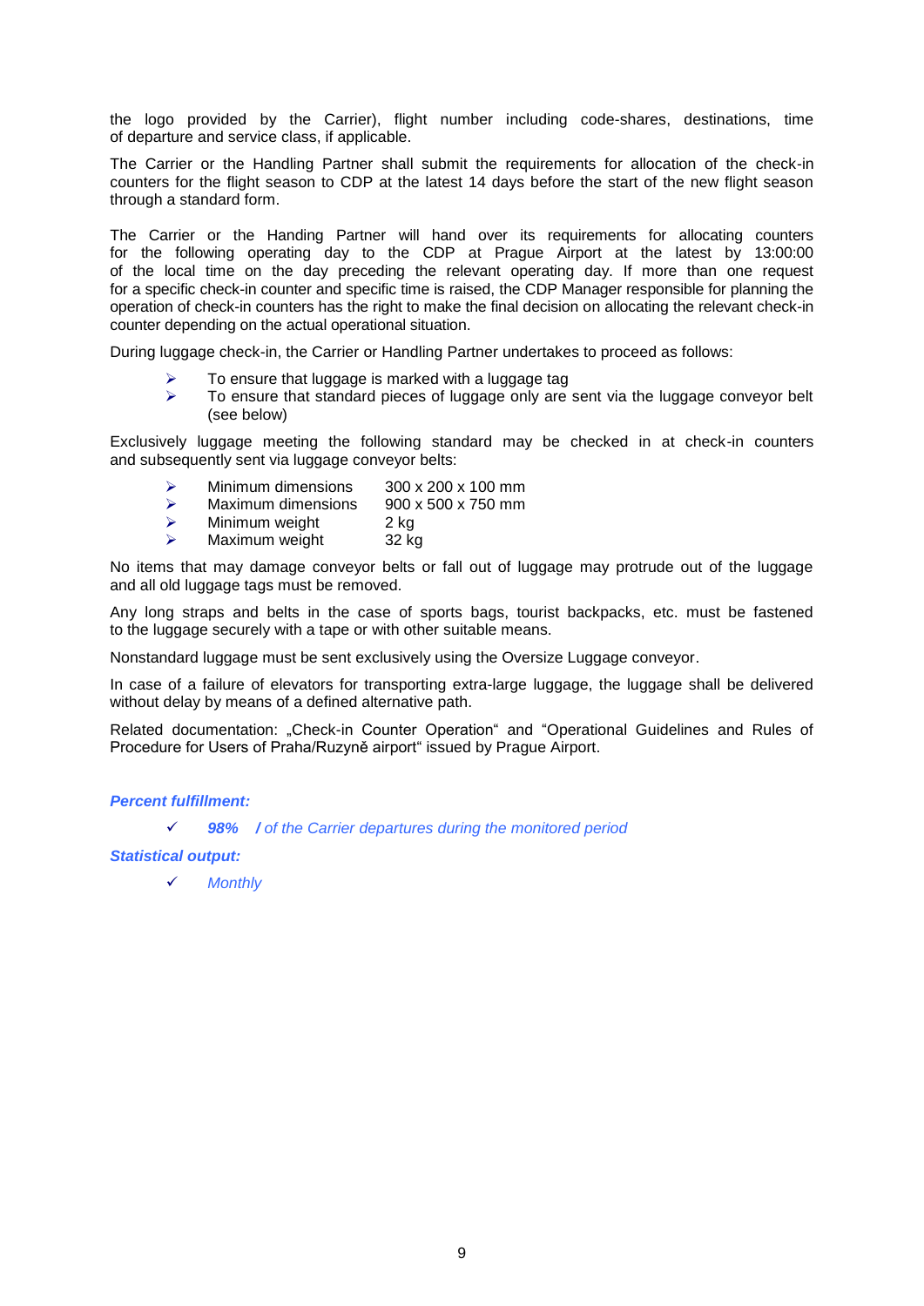the logo provided by the Carrier), flight number including code-shares, destinations, time of departure and service class, if applicable.

The Carrier or the Handling Partner shall submit the requirements for allocation of the check-in counters for the flight season to CDP at the latest 14 days before the start of the new flight season through a standard form.

The Carrier or the Handing Partner will hand over its requirements for allocating counters for the following operating day to the CDP at Prague Airport at the latest by 13:00:00 of the local time on the day preceding the relevant operating day. If more than one request for a specific check-in counter and specific time is raised, the CDP Manager responsible for planning the operation of check-in counters has the right to make the final decision on allocating the relevant check-in counter depending on the actual operational situation.

During luggage check-in, the Carrier or Handling Partner undertakes to proceed as follows:

- To ensure that luggage is marked with a luggage tag
- To ensure that standard pieces of luggage only are sent via the luggage conveyor belt (see below)

Exclusively luggage meeting the following standard may be checked in at check-in counters and subsequently sent via luggage conveyor belts:

- Minimum dimensions 300 x 200 x 100 mm
- Maximum dimensions 900 x 500 x 750 mm
- Minimum weight 2 kg
- Maximum weight 32 kg

No items that may damage conveyor belts or fall out of luggage may protrude out of the luggage and all old luggage tags must be removed.

Any long straps and belts in the case of sports bags, tourist backpacks, etc. must be fastened to the luggage securely with a tape or with other suitable means.

Nonstandard luggage must be sent exclusively using the Oversize Luggage conveyor.

In case of a failure of elevators for transporting extra-large luggage, the luggage shall be delivered without delay by means of a defined alternative path.

Related documentation: „Check-in Counter Operation“ and “Operational Guidelines and Rules of Procedure for Users of Praha/Ruzyně airport“ issued by Prague Airport.

***Percent fulfillment:***

- ✓ ***98%*** */ of the Carrier departures during the monitored period*

***Statistical output:***

- ✓ *Monthly*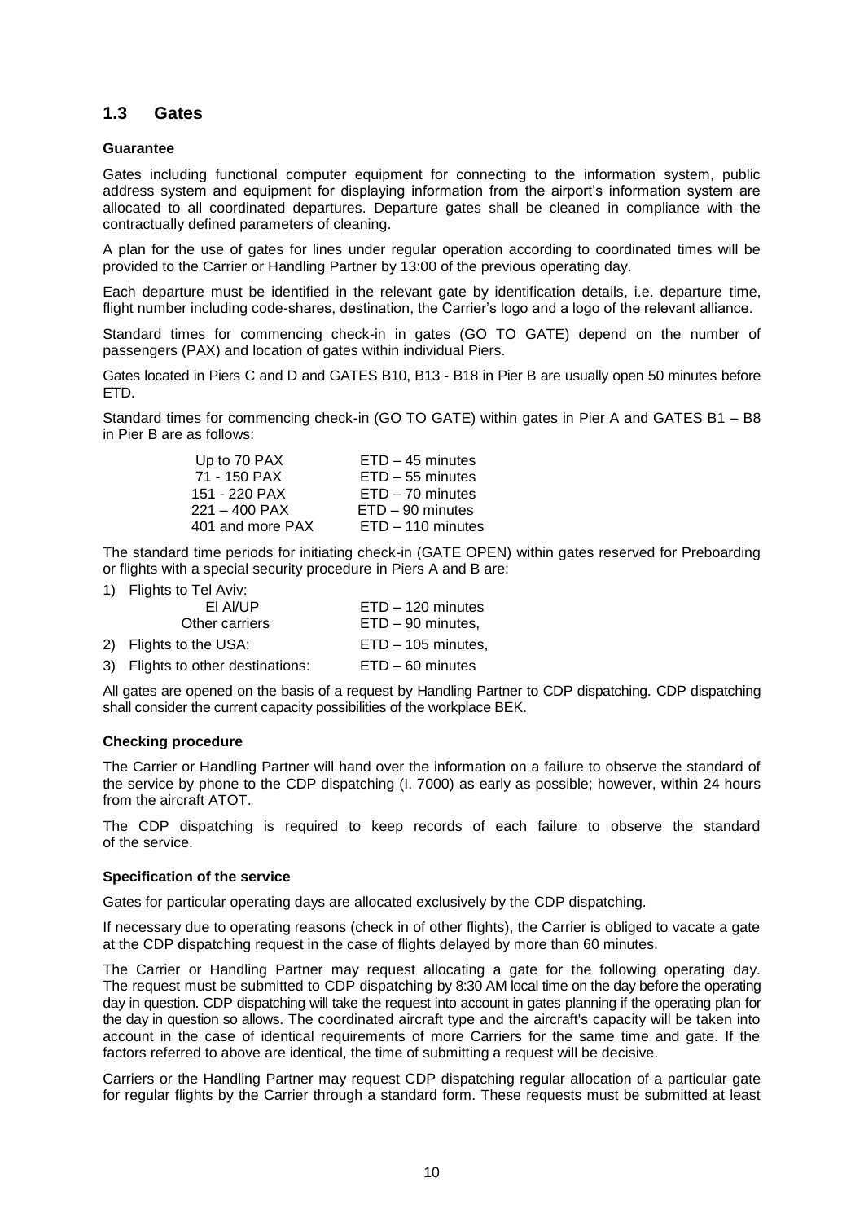## 1.3 Gates

**Guarantee**

Gates including functional computer equipment for connecting to the information system, public address system and equipment for displaying information from the airport's information system are allocated to all coordinated departures. Departure gates shall be cleaned in compliance with the contractually defined parameters of cleaning.

A plan for the use of gates for lines under regular operation according to coordinated times will be provided to the Carrier or Handling Partner by 13:00 of the previous operating day.

Each departure must be identified in the relevant gate by identification details, i.e. departure time, flight number including code-shares, destination, the Carrier's logo and a logo of the relevant alliance.

Standard times for commencing check-in in gates (GO TO GATE) depend on the number of passengers (PAX) and location of gates within individual Piers.

Gates located in Piers C and D and GATES B10, B13 - B18 in Pier B are usually open 50 minutes before ETD.

Standard times for commencing check-in (GO TO GATE) within gates in Pier A and GATES B1 – B8 in Pier B are as follows:

| | |
|---|---|
| Up to 70 PAX | ETD – 45 minutes |
| 71 - 150 PAX | ETD – 55 minutes |
| 151 - 220 PAX | ETD – 70 minutes |
| 221 – 400 PAX | ETD – 90 minutes |
| 401 and more PAX | ETD – 110 minutes |

The standard time periods for initiating check-in (GATE OPEN) within gates reserved for Preboarding or flights with a special security procedure in Piers A and B are:

1) Flights to Tel Aviv:
   - El Al/UP — ETD – 120 minutes
   - Other carriers — ETD – 90 minutes,
2) Flights to the USA: — ETD – 105 minutes,
3) Flights to other destinations: — ETD – 60 minutes

All gates are opened on the basis of a request by Handling Partner to CDP dispatching. CDP dispatching shall consider the current capacity possibilities of the workplace BEK.

**Checking procedure**

The Carrier or Handling Partner will hand over the information on a failure to observe the standard of the service by phone to the CDP dispatching (l. 7000) as early as possible; however, within 24 hours from the aircraft ATOT.

The CDP dispatching is required to keep records of each failure to observe the standard of the service.

**Specification of the service**

Gates for particular operating days are allocated exclusively by the CDP dispatching.

If necessary due to operating reasons (check in of other flights), the Carrier is obliged to vacate a gate at the CDP dispatching request in the case of flights delayed by more than 60 minutes.

The Carrier or Handling Partner may request allocating a gate for the following operating day. The request must be submitted to CDP dispatching by 8:30 AM local time on the day before the operating day in question. CDP dispatching will take the request into account in gates planning if the operating plan for the day in question so allows. The coordinated aircraft type and the aircraft's capacity will be taken into account in the case of identical requirements of more Carriers for the same time and gate. If the factors referred to above are identical, the time of submitting a request will be decisive.

Carriers or the Handling Partner may request CDP dispatching regular allocation of a particular gate for regular flights by the Carrier through a standard form. These requests must be submitted at least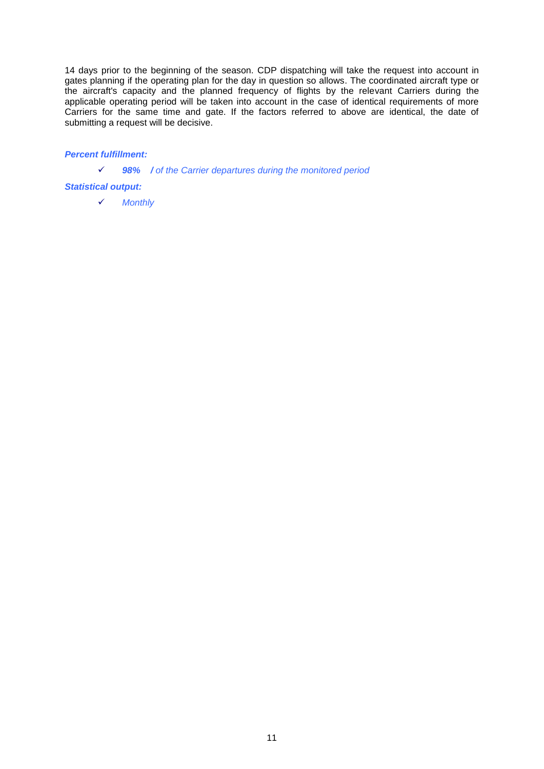14 days prior to the beginning of the season. CDP dispatching will take the request into account in gates planning if the operating plan for the day in question so allows. The coordinated aircraft type or the aircraft's capacity and the planned frequency of flights by the relevant Carriers during the applicable operating period will be taken into account in the case of identical requirements of more Carriers for the same time and gate. If the factors referred to above are identical, the date of submitting a request will be decisive.

***Percent fulfillment:***

- ✓ ***98%*** ***/*** *of the Carrier departures during the monitored period*

***Statistical output:***

- ✓ *Monthly*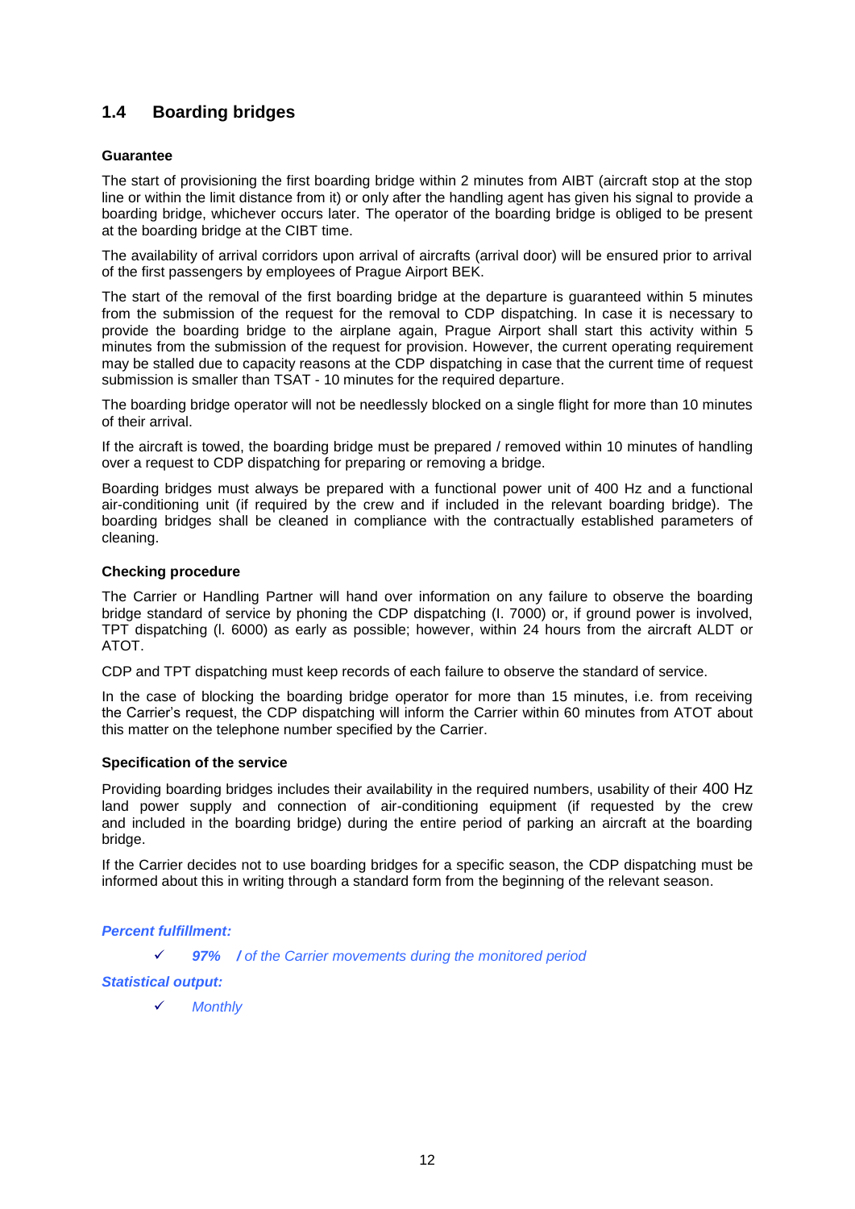## 1.4 Boarding bridges

**Guarantee**

The start of provisioning the first boarding bridge within 2 minutes from AIBT (aircraft stop at the stop line or within the limit distance from it) or only after the handling agent has given his signal to provide a boarding bridge, whichever occurs later. The operator of the boarding bridge is obliged to be present at the boarding bridge at the CIBT time.

The availability of arrival corridors upon arrival of aircrafts (arrival door) will be ensured prior to arrival of the first passengers by employees of Prague Airport BEK.

The start of the removal of the first boarding bridge at the departure is guaranteed within 5 minutes from the submission of the request for the removal to CDP dispatching. In case it is necessary to provide the boarding bridge to the airplane again, Prague Airport shall start this activity within 5 minutes from the submission of the request for provision. However, the current operating requirement may be stalled due to capacity reasons at the CDP dispatching in case that the current time of request submission is smaller than TSAT - 10 minutes for the required departure.

The boarding bridge operator will not be needlessly blocked on a single flight for more than 10 minutes of their arrival.

If the aircraft is towed, the boarding bridge must be prepared / removed within 10 minutes of handling over a request to CDP dispatching for preparing or removing a bridge.

Boarding bridges must always be prepared with a functional power unit of 400 Hz and a functional air-conditioning unit (if required by the crew and if included in the relevant boarding bridge). The boarding bridges shall be cleaned in compliance with the contractually established parameters of cleaning.

**Checking procedure**

The Carrier or Handling Partner will hand over information on any failure to observe the boarding bridge standard of service by phoning the CDP dispatching (l. 7000) or, if ground power is involved, TPT dispatching (l. 6000) as early as possible; however, within 24 hours from the aircraft ALDT or ATOT.

CDP and TPT dispatching must keep records of each failure to observe the standard of service.

In the case of blocking the boarding bridge operator for more than 15 minutes, i.e. from receiving the Carrier's request, the CDP dispatching will inform the Carrier within 60 minutes from ATOT about this matter on the telephone number specified by the Carrier.

**Specification of the service**

Providing boarding bridges includes their availability in the required numbers, usability of their 400 Hz land power supply and connection of air-conditioning equipment (if requested by the crew and included in the boarding bridge) during the entire period of parking an aircraft at the boarding bridge.

If the Carrier decides not to use boarding bridges for a specific season, the CDP dispatching must be informed about this in writing through a standard form from the beginning of the relevant season.

***Percent fulfillment:***

- ✓ ***97%*** ***/*** *of the Carrier movements during the monitored period*

***Statistical output:***

- ✓ *Monthly*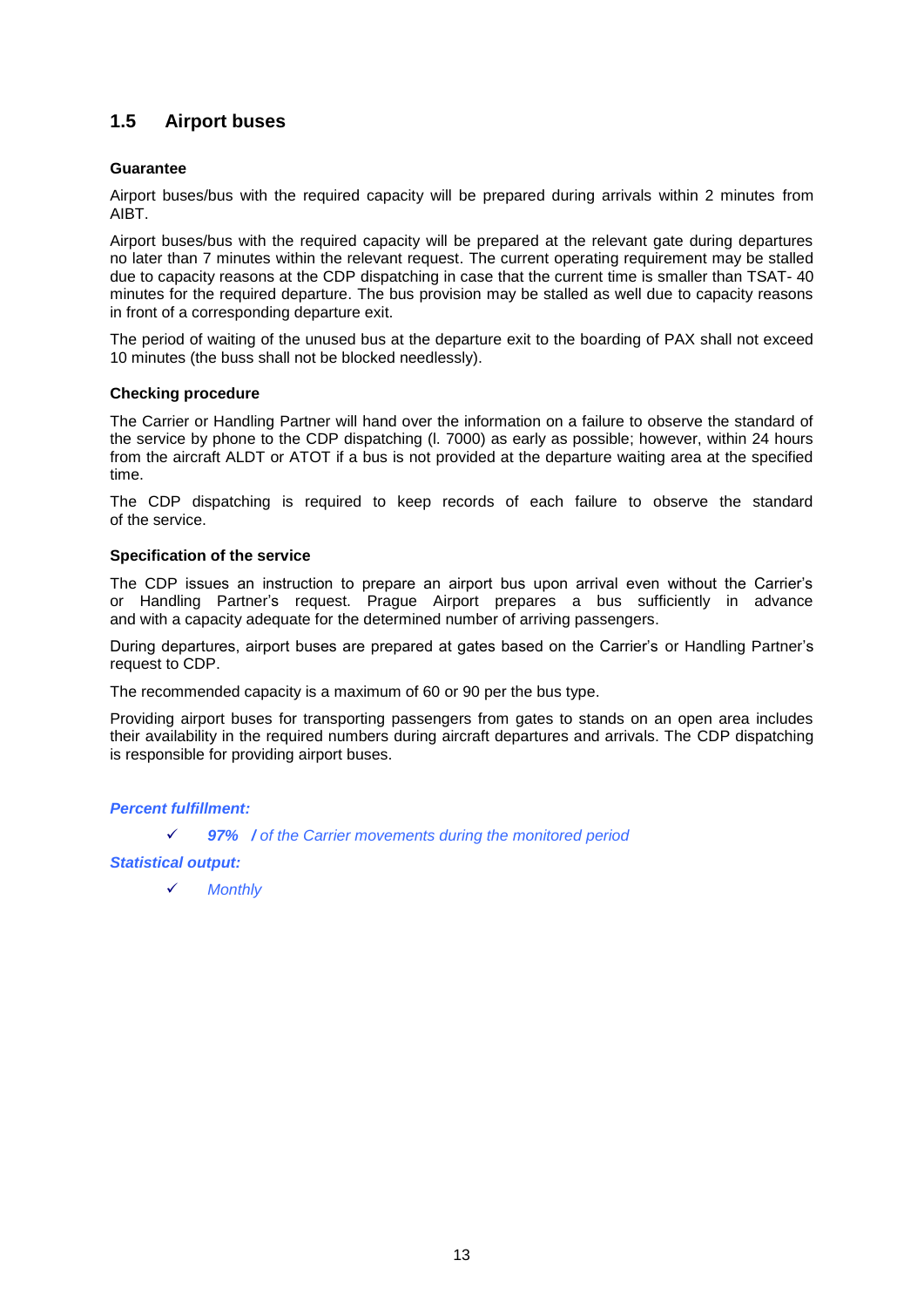## 1.5 Airport buses

**Guarantee**

Airport buses/bus with the required capacity will be prepared during arrivals within 2 minutes from AIBT.

Airport buses/bus with the required capacity will be prepared at the relevant gate during departures no later than 7 minutes within the relevant request. The current operating requirement may be stalled due to capacity reasons at the CDP dispatching in case that the current time is smaller than TSAT- 40 minutes for the required departure. The bus provision may be stalled as well due to capacity reasons in front of a corresponding departure exit.

The period of waiting of the unused bus at the departure exit to the boarding of PAX shall not exceed 10 minutes (the buss shall not be blocked needlessly).

**Checking procedure**

The Carrier or Handling Partner will hand over the information on a failure to observe the standard of the service by phone to the CDP dispatching (l. 7000) as early as possible; however, within 24 hours from the aircraft ALDT or ATOT if a bus is not provided at the departure waiting area at the specified time.

The CDP dispatching is required to keep records of each failure to observe the standard of the service.

**Specification of the service**

The CDP issues an instruction to prepare an airport bus upon arrival even without the Carrier's or Handling Partner's request. Prague Airport prepares a bus sufficiently in advance and with a capacity adequate for the determined number of arriving passengers.

During departures, airport buses are prepared at gates based on the Carrier's or Handling Partner's request to CDP.

The recommended capacity is a maximum of 60 or 90 per the bus type.

Providing airport buses for transporting passengers from gates to stands on an open area includes their availability in the required numbers during aircraft departures and arrivals. The CDP dispatching is responsible for providing airport buses.

***Percent fulfillment:***

- ✓ ***97%*** ***/*** *of the Carrier movements during the monitored period*

***Statistical output:***

- ✓ *Monthly*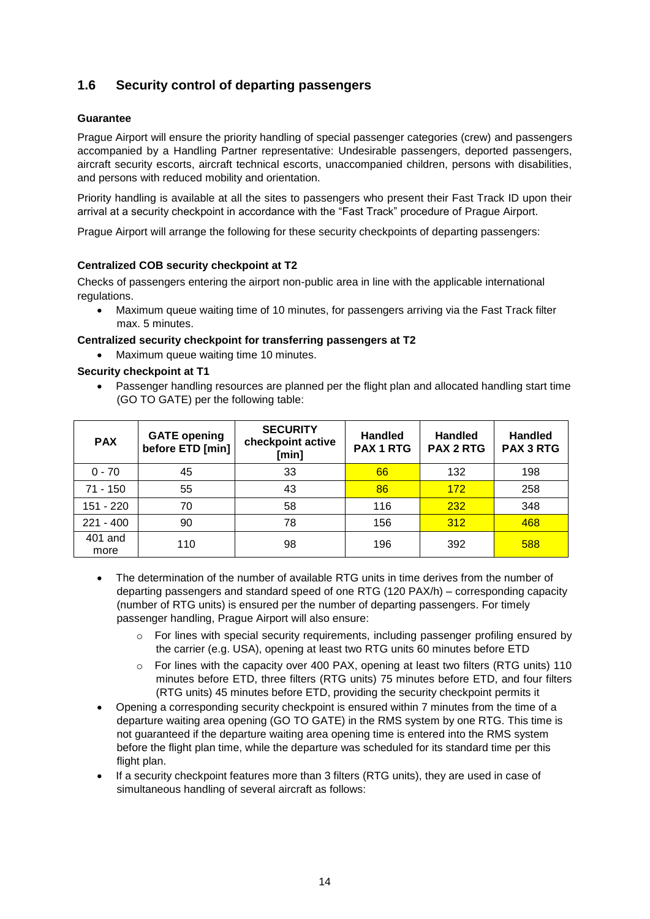## 1.6 Security control of departing passengers

**Guarantee**

Prague Airport will ensure the priority handling of special passenger categories (crew) and passengers accompanied by a Handling Partner representative: Undesirable passengers, deported passengers, aircraft security escorts, aircraft technical escorts, unaccompanied children, persons with disabilities, and persons with reduced mobility and orientation.

Priority handling is available at all the sites to passengers who present their Fast Track ID upon their arrival at a security checkpoint in accordance with the "Fast Track" procedure of Prague Airport.

Prague Airport will arrange the following for these security checkpoints of departing passengers:

**Centralized COB security checkpoint at T2**

Checks of passengers entering the airport non-public area in line with the applicable international regulations.

- Maximum queue waiting time of 10 minutes, for passengers arriving via the Fast Track filter max. 5 minutes.

**Centralized security checkpoint for transferring passengers at T2**

- Maximum queue waiting time 10 minutes.

**Security checkpoint at T1**

- Passenger handling resources are planned per the flight plan and allocated handling start time (GO TO GATE) per the following table:

| PAX | GATE opening before ETD [min] | SECURITY checkpoint active [min] | Handled PAX 1 RTG | Handled PAX 2 RTG | Handled PAX 3 RTG |
|---|---|---|---|---|---|
| 0 - 70 | 45 | 33 | 66 | 132 | 198 |
| 71 - 150 | 55 | 43 | 86 | 172 | 258 |
| 151 - 220 | 70 | 58 | 116 | 232 | 348 |
| 221 - 400 | 90 | 78 | 156 | 312 | 468 |
| 401 and more | 110 | 98 | 196 | 392 | 588 |

- The determination of the number of available RTG units in time derives from the number of departing passengers and standard speed of one RTG (120 PAX/h) – corresponding capacity (number of RTG units) is ensured per the number of departing passengers. For timely passenger handling, Prague Airport will also ensure:
  - For lines with special security requirements, including passenger profiling ensured by the carrier (e.g. USA), opening at least two RTG units 60 minutes before ETD
  - For lines with the capacity over 400 PAX, opening at least two filters (RTG units) 110 minutes before ETD, three filters (RTG units) 75 minutes before ETD, and four filters (RTG units) 45 minutes before ETD, providing the security checkpoint permits it
- Opening a corresponding security checkpoint is ensured within 7 minutes from the time of a departure waiting area opening (GO TO GATE) in the RMS system by one RTG. This time is not guaranteed if the departure waiting area opening time is entered into the RMS system before the flight plan time, while the departure was scheduled for its standard time per this flight plan.
- If a security checkpoint features more than 3 filters (RTG units), they are used in case of simultaneous handling of several aircraft as follows: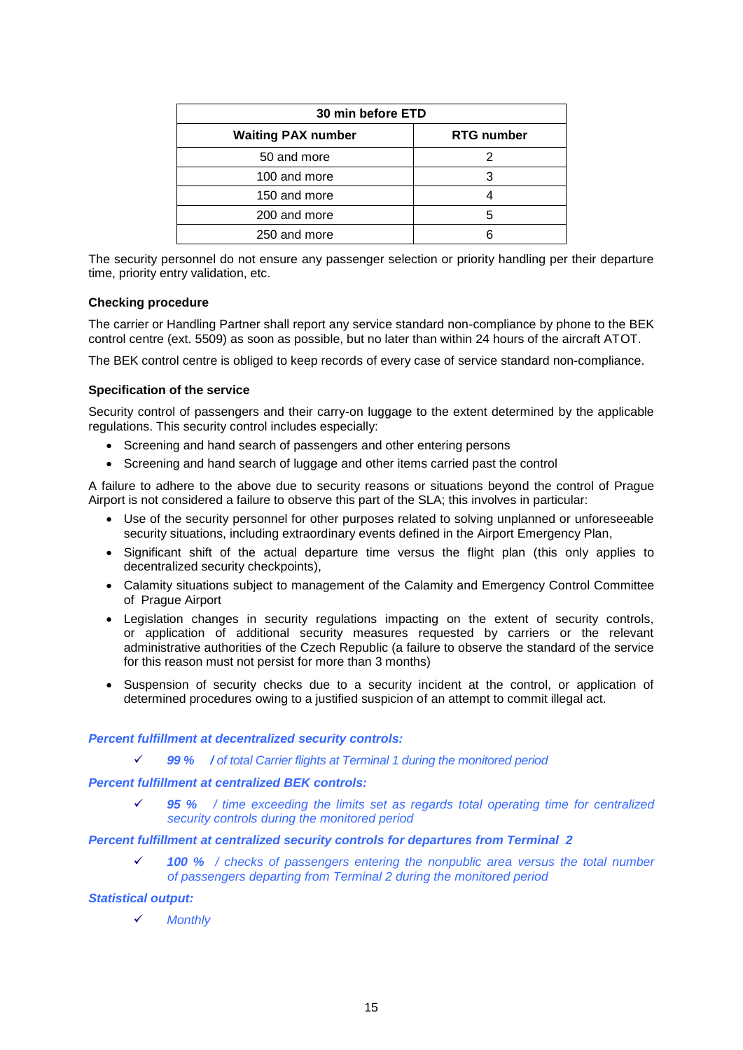| 30 min before ETD | |
|---|---|
| **Waiting PAX number** | **RTG number** |
| 50 and more | 2 |
| 100 and more | 3 |
| 150 and more | 4 |
| 200 and more | 5 |
| 250 and more | 6 |

The security personnel do not ensure any passenger selection or priority handling per their departure time, priority entry validation, etc.

**Checking procedure**

The carrier or Handling Partner shall report any service standard non-compliance by phone to the BEK control centre (ext. 5509) as soon as possible, but no later than within 24 hours of the aircraft ATOT.

The BEK control centre is obliged to keep records of every case of service standard non-compliance.

**Specification of the service**

Security control of passengers and their carry-on luggage to the extent determined by the applicable regulations. This security control includes especially:

- Screening and hand search of passengers and other entering persons
- Screening and hand search of luggage and other items carried past the control

A failure to adhere to the above due to security reasons or situations beyond the control of Prague Airport is not considered a failure to observe this part of the SLA; this involves in particular:

- Use of the security personnel for other purposes related to solving unplanned or unforeseeable security situations, including extraordinary events defined in the Airport Emergency Plan,
- Significant shift of the actual departure time versus the flight plan (this only applies to decentralized security checkpoints),
- Calamity situations subject to management of the Calamity and Emergency Control Committee of Prague Airport
- Legislation changes in security regulations impacting on the extent of security controls, or application of additional security measures requested by carriers or the relevant administrative authorities of the Czech Republic (a failure to observe the standard of the service for this reason must not persist for more than 3 months)
- Suspension of security checks due to a security incident at the control, or application of determined procedures owing to a justified suspicion of an attempt to commit illegal act.

***Percent fulfillment at decentralized security controls:***

- ✓ ***99 %*** ***/*** *of total Carrier flights at Terminal 1 during the monitored period*

***Percent fulfillment at centralized BEK controls:***

- ✓ ***95 %*** */ time exceeding the limits set as regards total operating time for centralized security controls during the monitored period*

***Percent fulfillment at centralized security controls for departures from Terminal 2***

- ✓ ***100 %*** */ checks of passengers entering the nonpublic area versus the total number of passengers departing from Terminal 2 during the monitored period*

***Statistical output:***

- ✓ *Monthly*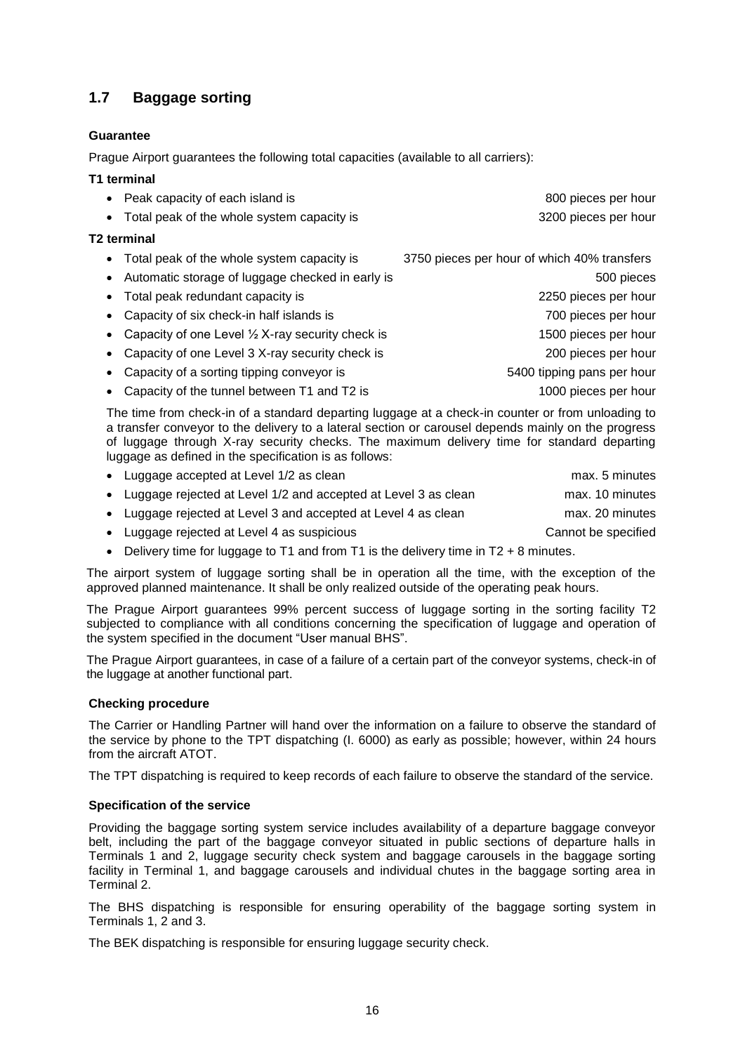## 1.7 Baggage sorting

**Guarantee**

Prague Airport guarantees the following total capacities (available to all carriers):

**T1 terminal**

- Peak capacity of each island is 800 pieces per hour
- Total peak of the whole system capacity is 3200 pieces per hour

**T2 terminal**

- Total peak of the whole system capacity is 3750 pieces per hour of which 40% transfers
- Automatic storage of luggage checked in early is 500 pieces
- Total peak redundant capacity is 2250 pieces per hour
- Capacity of six check-in half islands is 700 pieces per hour
- Capacity of one Level ½ X-ray security check is 1500 pieces per hour
- Capacity of one Level 3 X-ray security check is 200 pieces per hour
- Capacity of a sorting tipping conveyor is 5400 tipping pans per hour
- Capacity of the tunnel between T1 and T2 is 1000 pieces per hour

The time from check-in of a standard departing luggage at a check-in counter or from unloading to a transfer conveyor to the delivery to a lateral section or carousel depends mainly on the progress of luggage through X-ray security checks. The maximum delivery time for standard departing luggage as defined in the specification is as follows:

- Luggage accepted at Level 1/2 as clean max. 5 minutes
- Luggage rejected at Level 1/2 and accepted at Level 3 as clean max. 10 minutes
- Luggage rejected at Level 3 and accepted at Level 4 as clean max. 20 minutes
- Luggage rejected at Level 4 as suspicious Cannot be specified
- Delivery time for luggage to T1 and from T1 is the delivery time in T2 + 8 minutes.

The airport system of luggage sorting shall be in operation all the time, with the exception of the approved planned maintenance. It shall be only realized outside of the operating peak hours.

The Prague Airport guarantees 99% percent success of luggage sorting in the sorting facility T2 subjected to compliance with all conditions concerning the specification of luggage and operation of the system specified in the document "User manual BHS".

The Prague Airport guarantees, in case of a failure of a certain part of the conveyor systems, check-in of the luggage at another functional part.

**Checking procedure**

The Carrier or Handling Partner will hand over the information on a failure to observe the standard of the service by phone to the TPT dispatching (I. 6000) as early as possible; however, within 24 hours from the aircraft ATOT.

The TPT dispatching is required to keep records of each failure to observe the standard of the service.

**Specification of the service**

Providing the baggage sorting system service includes availability of a departure baggage conveyor belt, including the part of the baggage conveyor situated in public sections of departure halls in Terminals 1 and 2, luggage security check system and baggage carousels in the baggage sorting facility in Terminal 1, and baggage carousels and individual chutes in the baggage sorting area in Terminal 2.

The BHS dispatching is responsible for ensuring operability of the baggage sorting system in Terminals 1, 2 and 3.

The BEK dispatching is responsible for ensuring luggage security check.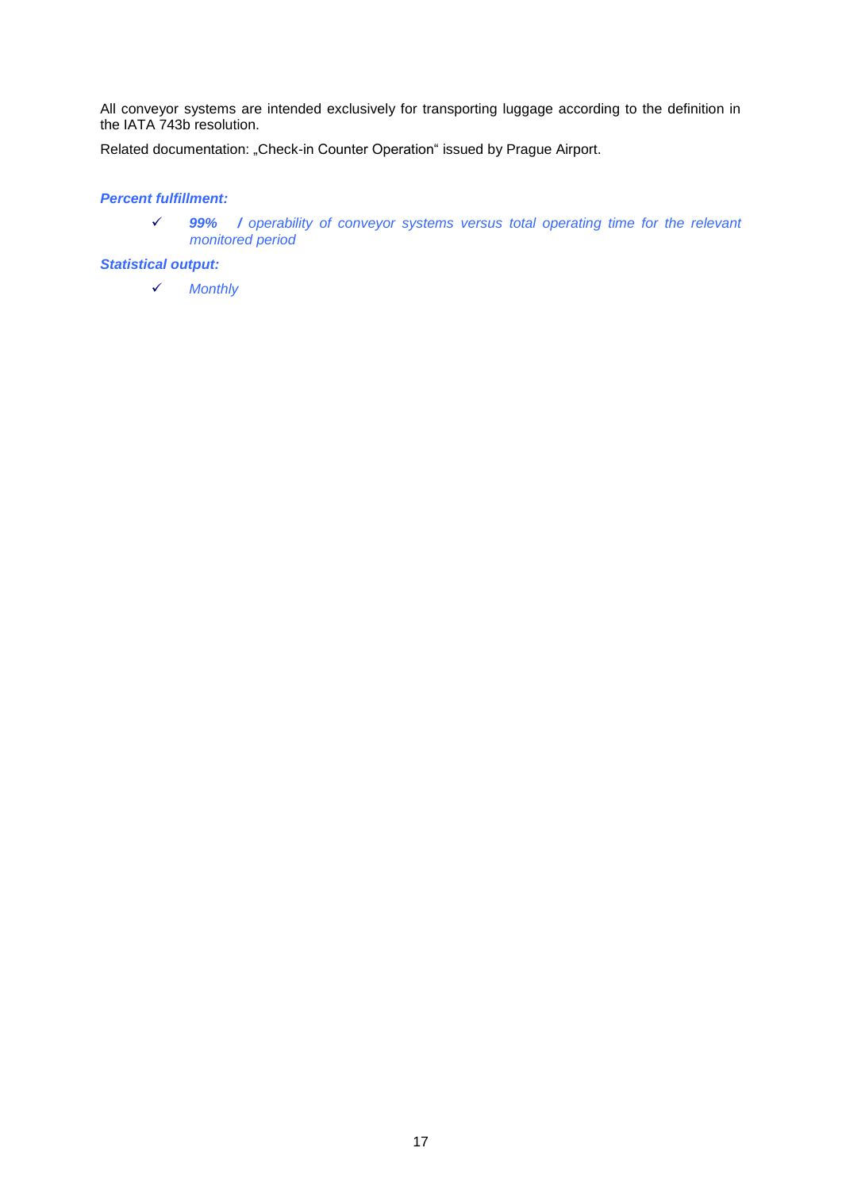All conveyor systems are intended exclusively for transporting luggage according to the definition in the IATA 743b resolution.

Related documentation: „Check-in Counter Operation“ issued by Prague Airport.

***Percent fulfillment:***

- ✓ ***99% /*** *operability of conveyor systems versus total operating time for the relevant monitored period*

***Statistical output:***

- ✓ *Monthly*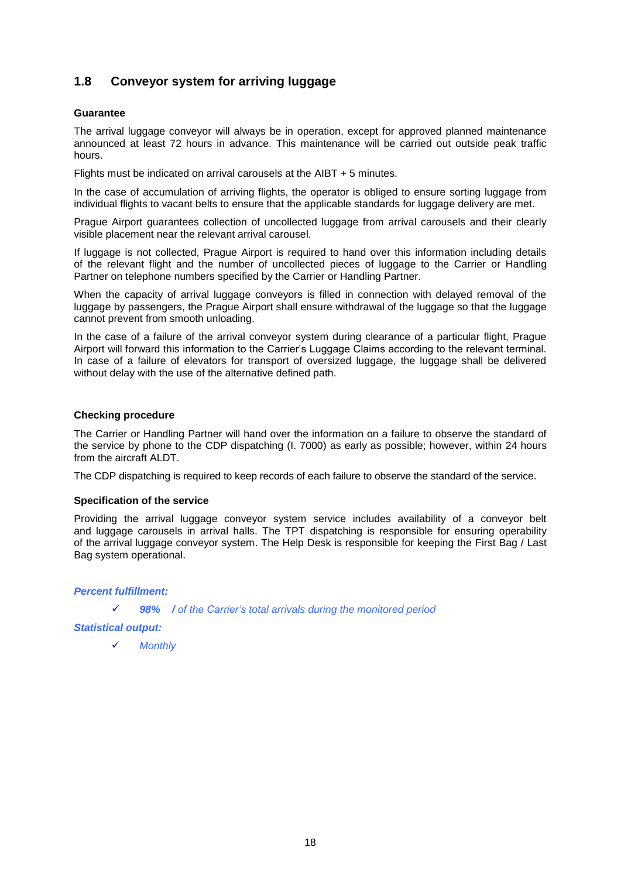## 1.8 Conveyor system for arriving luggage

**Guarantee**

The arrival luggage conveyor will always be in operation, except for approved planned maintenance announced at least 72 hours in advance. This maintenance will be carried out outside peak traffic hours.

Flights must be indicated on arrival carousels at the AIBT + 5 minutes.

In the case of accumulation of arriving flights, the operator is obliged to ensure sorting luggage from individual flights to vacant belts to ensure that the applicable standards for luggage delivery are met.

Prague Airport guarantees collection of uncollected luggage from arrival carousels and their clearly visible placement near the relevant arrival carousel.

If luggage is not collected, Prague Airport is required to hand over this information including details of the relevant flight and the number of uncollected pieces of luggage to the Carrier or Handling Partner on telephone numbers specified by the Carrier or Handling Partner.

When the capacity of arrival luggage conveyors is filled in connection with delayed removal of the luggage by passengers, the Prague Airport shall ensure withdrawal of the luggage so that the luggage cannot prevent from smooth unloading.

In the case of a failure of the arrival conveyor system during clearance of a particular flight, Prague Airport will forward this information to the Carrier's Luggage Claims according to the relevant terminal. In case of a failure of elevators for transport of oversized luggage, the luggage shall be delivered without delay with the use of the alternative defined path.

**Checking procedure**

The Carrier or Handling Partner will hand over the information on a failure to observe the standard of the service by phone to the CDP dispatching (l. 7000) as early as possible; however, within 24 hours from the aircraft ALDT.

The CDP dispatching is required to keep records of each failure to observe the standard of the service.

**Specification of the service**

Providing the arrival luggage conveyor system service includes availability of a conveyor belt and luggage carousels in arrival halls. The TPT dispatching is responsible for ensuring operability of the arrival luggage conveyor system. The Help Desk is responsible for keeping the First Bag / Last Bag system operational.

***Percent fulfillment:***

- ✓ ***98%*** ***/*** *of the Carrier's total arrivals during the monitored period*

***Statistical output:***

- ✓ *Monthly*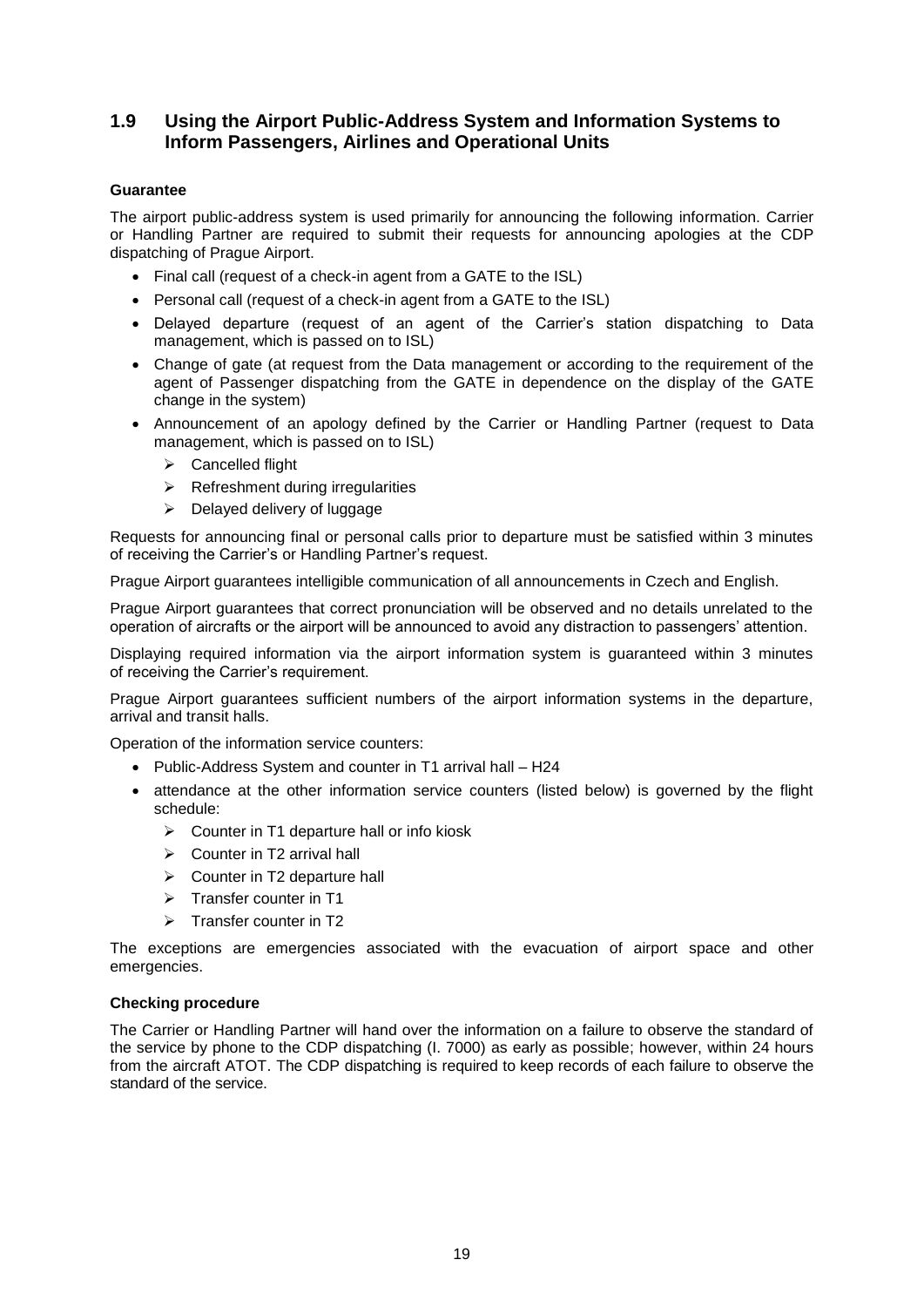## 1.9 Using the Airport Public-Address System and Information Systems to Inform Passengers, Airlines and Operational Units

**Guarantee**

The airport public-address system is used primarily for announcing the following information. Carrier or Handling Partner are required to submit their requests for announcing apologies at the CDP dispatching of Prague Airport.

- Final call (request of a check-in agent from a GATE to the ISL)
- Personal call (request of a check-in agent from a GATE to the ISL)
- Delayed departure (request of an agent of the Carrier's station dispatching to Data management, which is passed on to ISL)
- Change of gate (at request from the Data management or according to the requirement of the agent of Passenger dispatching from the GATE in dependence on the display of the GATE change in the system)
- Announcement of an apology defined by the Carrier or Handling Partner (request to Data management, which is passed on to ISL)
  - Cancelled flight
  - Refreshment during irregularities
  - Delayed delivery of luggage

Requests for announcing final or personal calls prior to departure must be satisfied within 3 minutes of receiving the Carrier's or Handling Partner's request.

Prague Airport guarantees intelligible communication of all announcements in Czech and English.

Prague Airport guarantees that correct pronunciation will be observed and no details unrelated to the operation of aircrafts or the airport will be announced to avoid any distraction to passengers' attention.

Displaying required information via the airport information system is guaranteed within 3 minutes of receiving the Carrier's requirement.

Prague Airport guarantees sufficient numbers of the airport information systems in the departure, arrival and transit halls.

Operation of the information service counters:

- Public-Address System and counter in T1 arrival hall – H24
- attendance at the other information service counters (listed below) is governed by the flight schedule:
  - Counter in T1 departure hall or info kiosk
  - Counter in T2 arrival hall
  - Counter in T2 departure hall
  - Transfer counter in T1
  - Transfer counter in T2

The exceptions are emergencies associated with the evacuation of airport space and other emergencies.

**Checking procedure**

The Carrier or Handling Partner will hand over the information on a failure to observe the standard of the service by phone to the CDP dispatching (I. 7000) as early as possible; however, within 24 hours from the aircraft ATOT. The CDP dispatching is required to keep records of each failure to observe the standard of the service.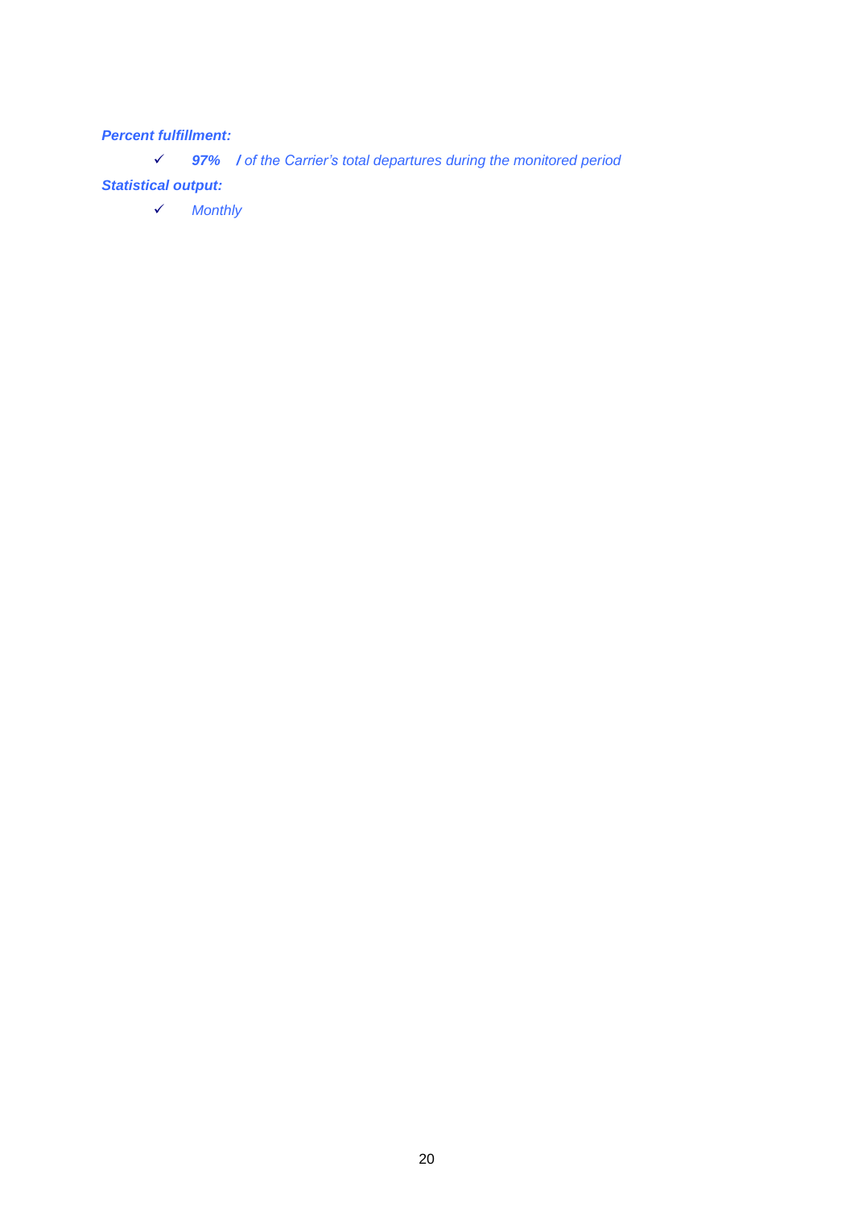***Percent fulfillment:***

- ✓ ***97%*** ***/*** *of the Carrier's total departures during the monitored period*

***Statistical output:***

- ✓ *Monthly*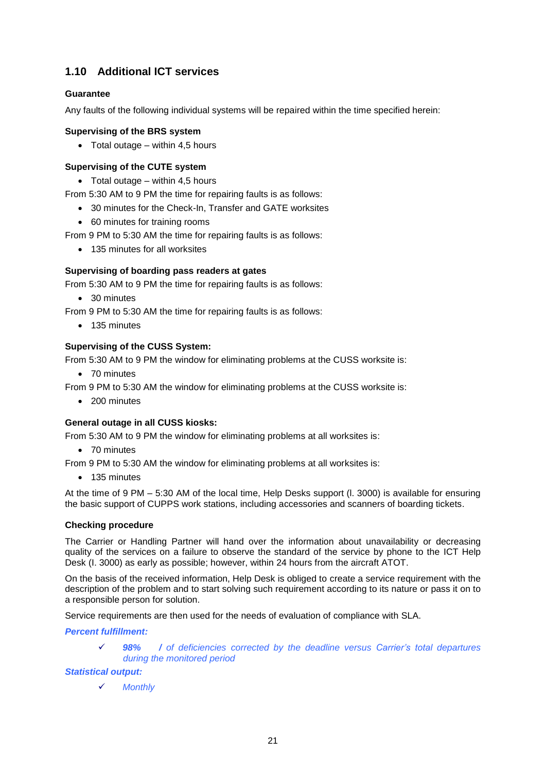## 1.10 Additional ICT services

**Guarantee**

Any faults of the following individual systems will be repaired within the time specified herein:

**Supervising of the BRS system**

- Total outage – within 4,5 hours

**Supervising of the CUTE system**

- Total outage – within 4,5 hours

From 5:30 AM to 9 PM the time for repairing faults is as follows:

- 30 minutes for the Check-In, Transfer and GATE worksites
- 60 minutes for training rooms

From 9 PM to 5:30 AM the time for repairing faults is as follows:

- 135 minutes for all worksites

**Supervising of boarding pass readers at gates**

From 5:30 AM to 9 PM the time for repairing faults is as follows:

- 30 minutes

From 9 PM to 5:30 AM the time for repairing faults is as follows:

- 135 minutes

**Supervising of the CUSS System:**

From 5:30 AM to 9 PM the window for eliminating problems at the CUSS worksite is:

- 70 minutes

From 9 PM to 5:30 AM the window for eliminating problems at the CUSS worksite is:

- 200 minutes

**General outage in all CUSS kiosks:**

From 5:30 AM to 9 PM the window for eliminating problems at all worksites is:

- 70 minutes

From 9 PM to 5:30 AM the window for eliminating problems at all worksites is:

- 135 minutes

At the time of 9 PM – 5:30 AM of the local time, Help Desks support (l. 3000) is available for ensuring the basic support of CUPPS work stations, including accessories and scanners of boarding tickets.

**Checking procedure**

The Carrier or Handling Partner will hand over the information about unavailability or decreasing quality of the services on a failure to observe the standard of the service by phone to the ICT Help Desk (l. 3000) as early as possible; however, within 24 hours from the aircraft ATOT.

On the basis of the received information, Help Desk is obliged to create a service requirement with the description of the problem and to start solving such requirement according to its nature or pass it on to a responsible person for solution.

Service requirements are then used for the needs of evaluation of compliance with SLA.

***Percent fulfillment:***

- ✓ ***98%*** */ of deficiencies corrected by the deadline versus Carrier's total departures during the monitored period*

***Statistical output:***

- ✓ *Monthly*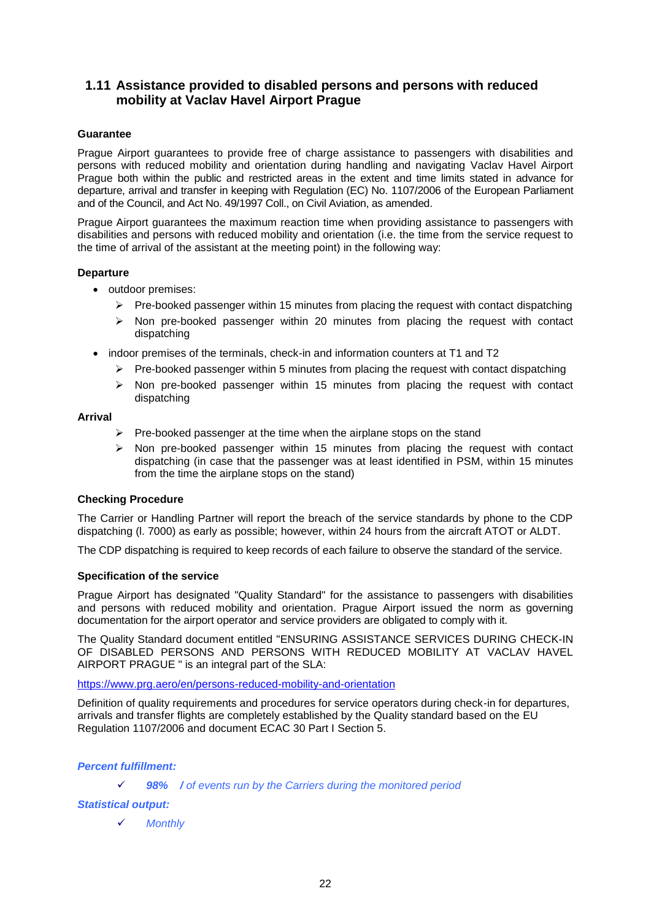## 1.11 Assistance provided to disabled persons and persons with reduced mobility at Vaclav Havel Airport Prague

**Guarantee**

Prague Airport guarantees to provide free of charge assistance to passengers with disabilities and persons with reduced mobility and orientation during handling and navigating Vaclav Havel Airport Prague both within the public and restricted areas in the extent and time limits stated in advance for departure, arrival and transfer in keeping with Regulation (EC) No. 1107/2006 of the European Parliament and of the Council, and Act No. 49/1997 Coll., on Civil Aviation, as amended.

Prague Airport guarantees the maximum reaction time when providing assistance to passengers with disabilities and persons with reduced mobility and orientation (i.e. the time from the service request to the time of arrival of the assistant at the meeting point) in the following way:

**Departure**

- outdoor premises:
  - Pre-booked passenger within 15 minutes from placing the request with contact dispatching
  - Non pre-booked passenger within 20 minutes from placing the request with contact dispatching
- indoor premises of the terminals, check-in and information counters at T1 and T2
  - Pre-booked passenger within 5 minutes from placing the request with contact dispatching
  - Non pre-booked passenger within 15 minutes from placing the request with contact dispatching

**Arrival**

- Pre-booked passenger at the time when the airplane stops on the stand
- Non pre-booked passenger within 15 minutes from placing the request with contact dispatching (in case that the passenger was at least identified in PSM, within 15 minutes from the time the airplane stops on the stand)

**Checking Procedure**

The Carrier or Handling Partner will report the breach of the service standards by phone to the CDP dispatching (l. 7000) as early as possible; however, within 24 hours from the aircraft ATOT or ALDT.

The CDP dispatching is required to keep records of each failure to observe the standard of the service.

**Specification of the service**

Prague Airport has designated "Quality Standard" for the assistance to passengers with disabilities and persons with reduced mobility and orientation. Prague Airport issued the norm as governing documentation for the airport operator and service providers are obligated to comply with it.

The Quality Standard document entitled "ENSURING ASSISTANCE SERVICES DURING CHECK-IN OF DISABLED PERSONS AND PERSONS WITH REDUCED MOBILITY AT VACLAV HAVEL AIRPORT PRAGUE " is an integral part of the SLA:

https://www.prg.aero/en/persons-reduced-mobility-and-orientation

Definition of quality requirements and procedures for service operators during check-in for departures, arrivals and transfer flights are completely established by the Quality standard based on the EU Regulation 1107/2006 and document ECAC 30 Part I Section 5.

***Percent fulfillment:***

- ✓ ***98%*** ***/*** *of events run by the Carriers during the monitored period*

***Statistical output:***

- ✓ *Monthly*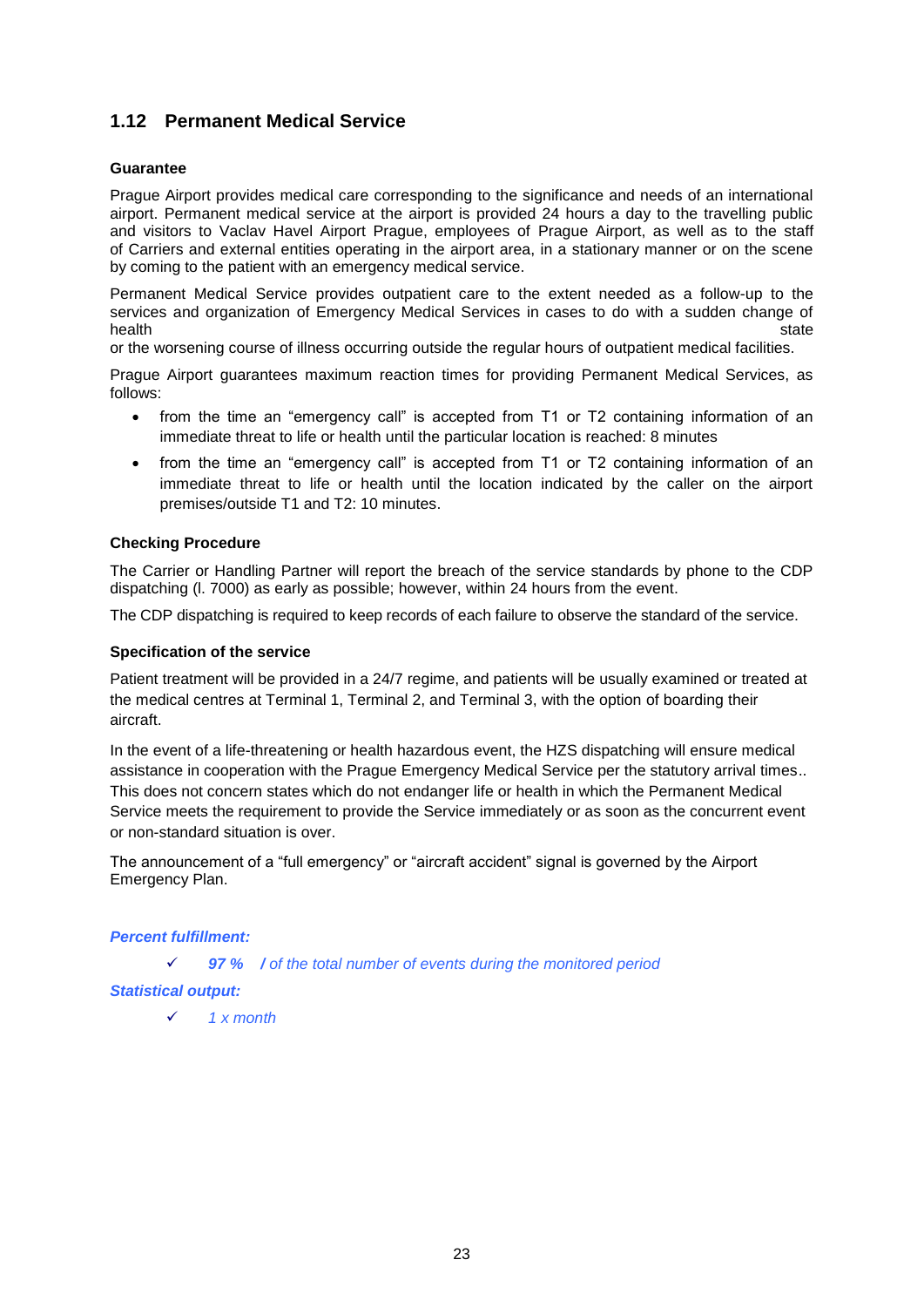## 1.12 Permanent Medical Service

**Guarantee**

Prague Airport provides medical care corresponding to the significance and needs of an international airport. Permanent medical service at the airport is provided 24 hours a day to the travelling public and visitors to Vaclav Havel Airport Prague, employees of Prague Airport, as well as to the staff of Carriers and external entities operating in the airport area, in a stationary manner or on the scene by coming to the patient with an emergency medical service.

Permanent Medical Service provides outpatient care to the extent needed as a follow-up to the services and organization of Emergency Medical Services in cases to do with a sudden change of health state or the worsening course of illness occurring outside the regular hours of outpatient medical facilities.

Prague Airport guarantees maximum reaction times for providing Permanent Medical Services, as follows:

- from the time an "emergency call" is accepted from T1 or T2 containing information of an immediate threat to life or health until the particular location is reached: 8 minutes
- from the time an "emergency call" is accepted from T1 or T2 containing information of an immediate threat to life or health until the location indicated by the caller on the airport premises/outside T1 and T2: 10 minutes.

**Checking Procedure**

The Carrier or Handling Partner will report the breach of the service standards by phone to the CDP dispatching (l. 7000) as early as possible; however, within 24 hours from the event.

The CDP dispatching is required to keep records of each failure to observe the standard of the service.

**Specification of the service**

Patient treatment will be provided in a 24/7 regime, and patients will be usually examined or treated at the medical centres at Terminal 1, Terminal 2, and Terminal 3, with the option of boarding their aircraft.

In the event of a life-threatening or health hazardous event, the HZS dispatching will ensure medical assistance in cooperation with the Prague Emergency Medical Service per the statutory arrival times.. This does not concern states which do not endanger life or health in which the Permanent Medical Service meets the requirement to provide the Service immediately or as soon as the concurrent event or non-standard situation is over.

The announcement of a "full emergency" or "aircraft accident" signal is governed by the Airport Emergency Plan.

***Percent fulfillment:***

- ✓ ***97 %*** ***/*** *of the total number of events during the monitored period*

***Statistical output:***

- ✓ *1 x month*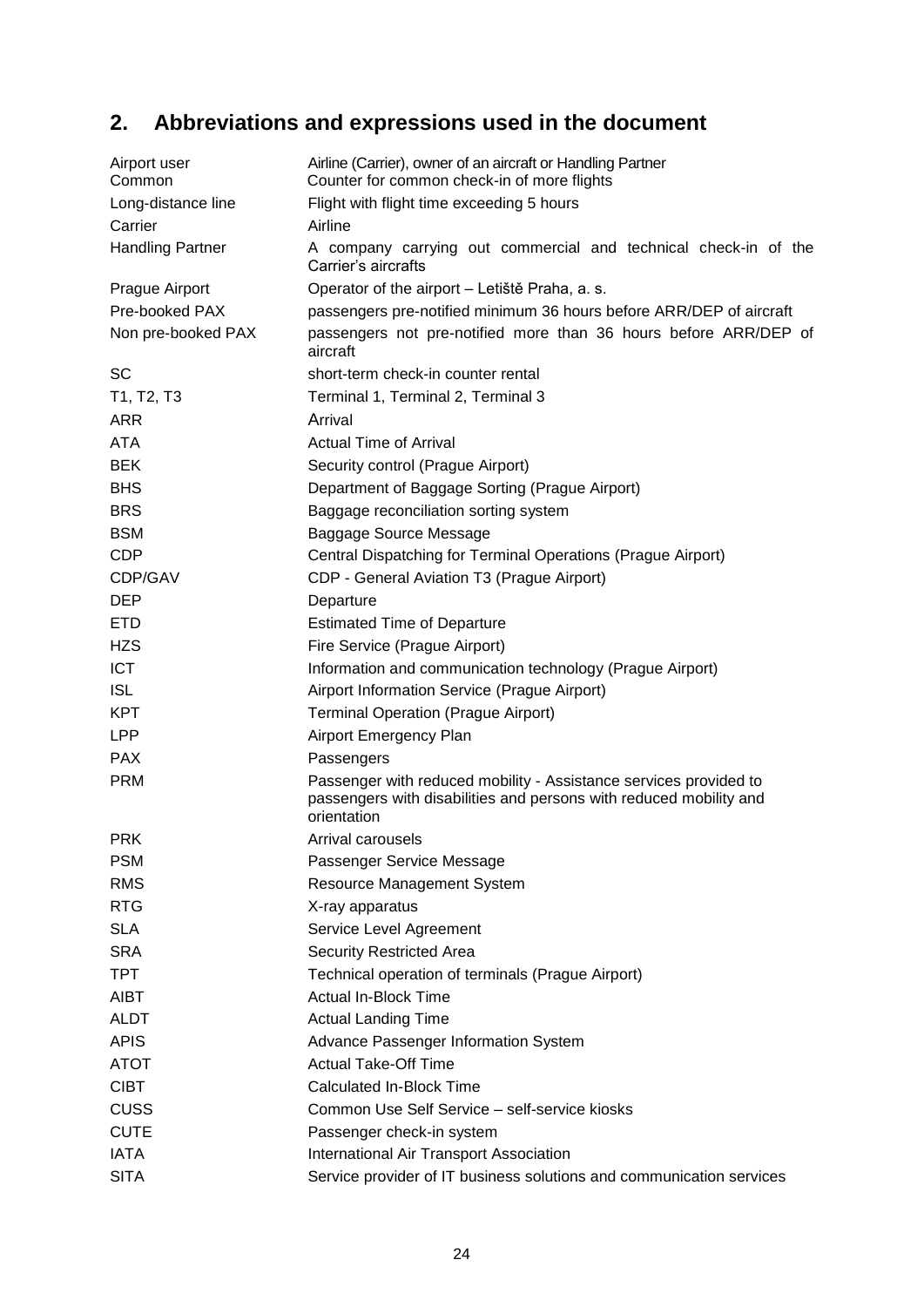## 2. Abbreviations and expressions used in the document

| | |
|---|---|
| Airport user | Airline (Carrier), owner of an aircraft or Handling Partner |
| Common | Counter for common check-in of more flights |
| Long-distance line | Flight with flight time exceeding 5 hours |
| Carrier | Airline |
| Handling Partner | A company carrying out commercial and technical check-in of the Carrier's aircrafts |
| Prague Airport | Operator of the airport – Letiště Praha, a. s. |
| Pre-booked PAX | passengers pre-notified minimum 36 hours before ARR/DEP of aircraft |
| Non pre-booked PAX | passengers not pre-notified more than 36 hours before ARR/DEP of aircraft |
| SC | short-term check-in counter rental |
| T1, T2, T3 | Terminal 1, Terminal 2, Terminal 3 |
| ARR | Arrival |
| ATA | Actual Time of Arrival |
| BEK | Security control (Prague Airport) |
| BHS | Department of Baggage Sorting (Prague Airport) |
| BRS | Baggage reconciliation sorting system |
| BSM | Baggage Source Message |
| CDP | Central Dispatching for Terminal Operations (Prague Airport) |
| CDP/GAV | CDP - General Aviation T3 (Prague Airport) |
| DEP | Departure |
| ETD | Estimated Time of Departure |
| HZS | Fire Service (Prague Airport) |
| ICT | Information and communication technology (Prague Airport) |
| ISL | Airport Information Service (Prague Airport) |
| KPT | Terminal Operation (Prague Airport) |
| LPP | Airport Emergency Plan |
| PAX | Passengers |
| PRM | Passenger with reduced mobility - Assistance services provided to passengers with disabilities and persons with reduced mobility and orientation |
| PRK | Arrival carousels |
| PSM | Passenger Service Message |
| RMS | Resource Management System |
| RTG | X-ray apparatus |
| SLA | Service Level Agreement |
| SRA | Security Restricted Area |
| TPT | Technical operation of terminals (Prague Airport) |
| AIBT | Actual In-Block Time |
| ALDT | Actual Landing Time |
| APIS | Advance Passenger Information System |
| ATOT | Actual Take-Off Time |
| CIBT | Calculated In-Block Time |
| CUSS | Common Use Self Service – self-service kiosks |
| CUTE | Passenger check-in system |
| IATA | International Air Transport Association |
| SITA | Service provider of IT business solutions and communication services |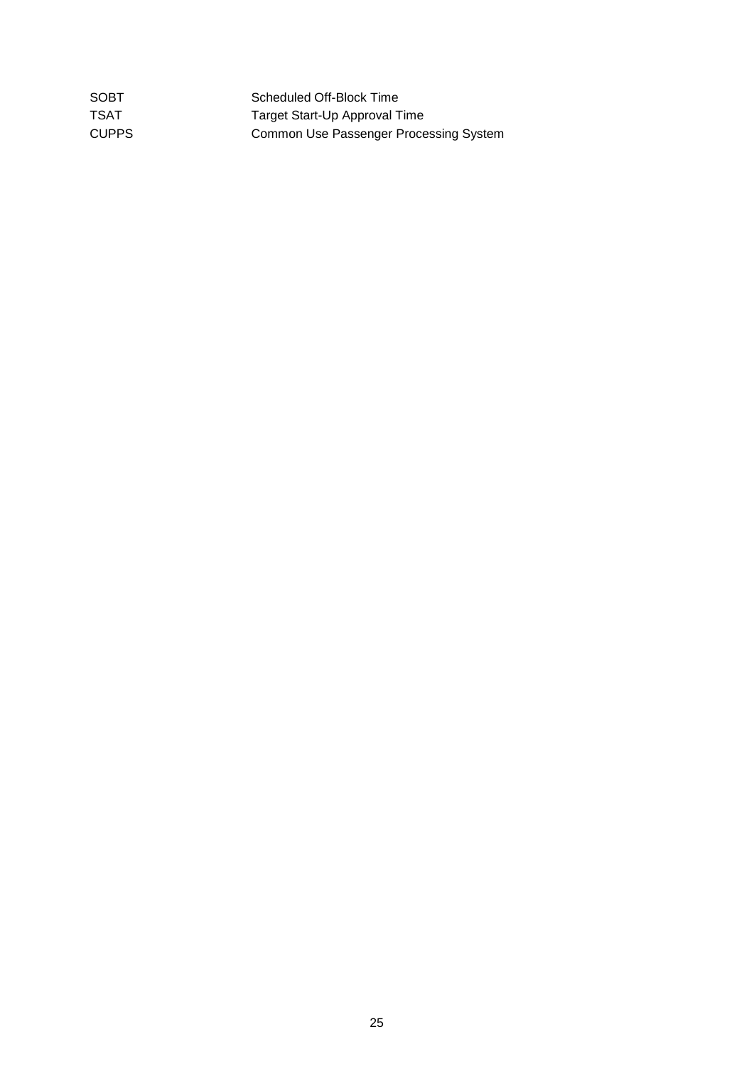| | |
|---|---|
| SOBT | Scheduled Off-Block Time |
| TSAT | Target Start-Up Approval Time |
| CUPPS | Common Use Passenger Processing System |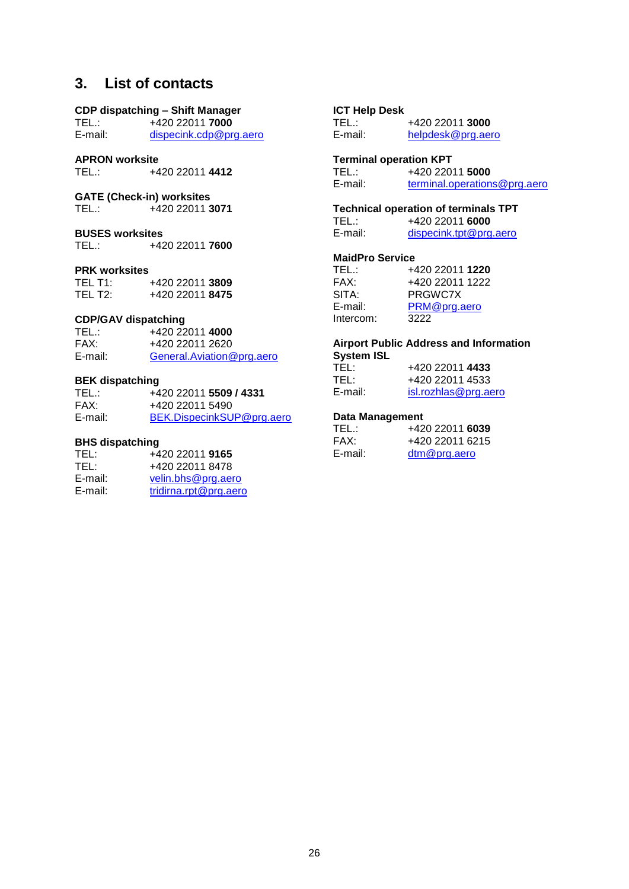## 3. List of contacts

**CDP dispatching – Shift Manager**
TEL.: +420 22011 **7000**
E-mail: dispecink.cdp@prg.aero

**APRON worksite**
TEL.: +420 22011 **4412**

**GATE (Check-in) worksites**
TEL.: +420 22011 **3071**

**BUSES worksites**
TEL.: +420 22011 **7600**

**PRK worksites**
TEL T1: +420 22011 **3809**
TEL T2: +420 22011 **8475**

**CDP/GAV dispatching**
TEL.: +420 22011 **4000**
FAX: +420 22011 2620
E-mail: General.Aviation@prg.aero

**BEK dispatching**
TEL.: +420 22011 **5509 / 4331**
FAX: +420 22011 5490
E-mail: BEK.DispecinkSUP@prg.aero

**BHS dispatching**
TEL: +420 22011 **9165**
TEL: +420 22011 8478
E-mail: velin.bhs@prg.aero
E-mail: tridirna.rpt@prg.aero

**ICT Help Desk**
TEL.: +420 22011 **3000**
E-mail: helpdesk@prg.aero

**Terminal operation KPT**
TEL.: +420 22011 **5000**
E-mail: terminal.operations@prg.aero

**Technical operation of terminals TPT**
TEL.: +420 22011 **6000**
E-mail: dispecink.tpt@prg.aero

**MaidPro Service**
TEL.: +420 22011 **1220**
FAX: +420 22011 1222
SITA: PRGWC7X
E-mail: PRM@prg.aero
Intercom: 3222

**Airport Public Address and Information System ISL**
TEL: +420 22011 **4433**
TEL: +420 22011 4533
E-mail: isl.rozhlas@prg.aero

**Data Management**
TEL.: +420 22011 **6039**
FAX: +420 22011 6215
E-mail: dtm@prg.aero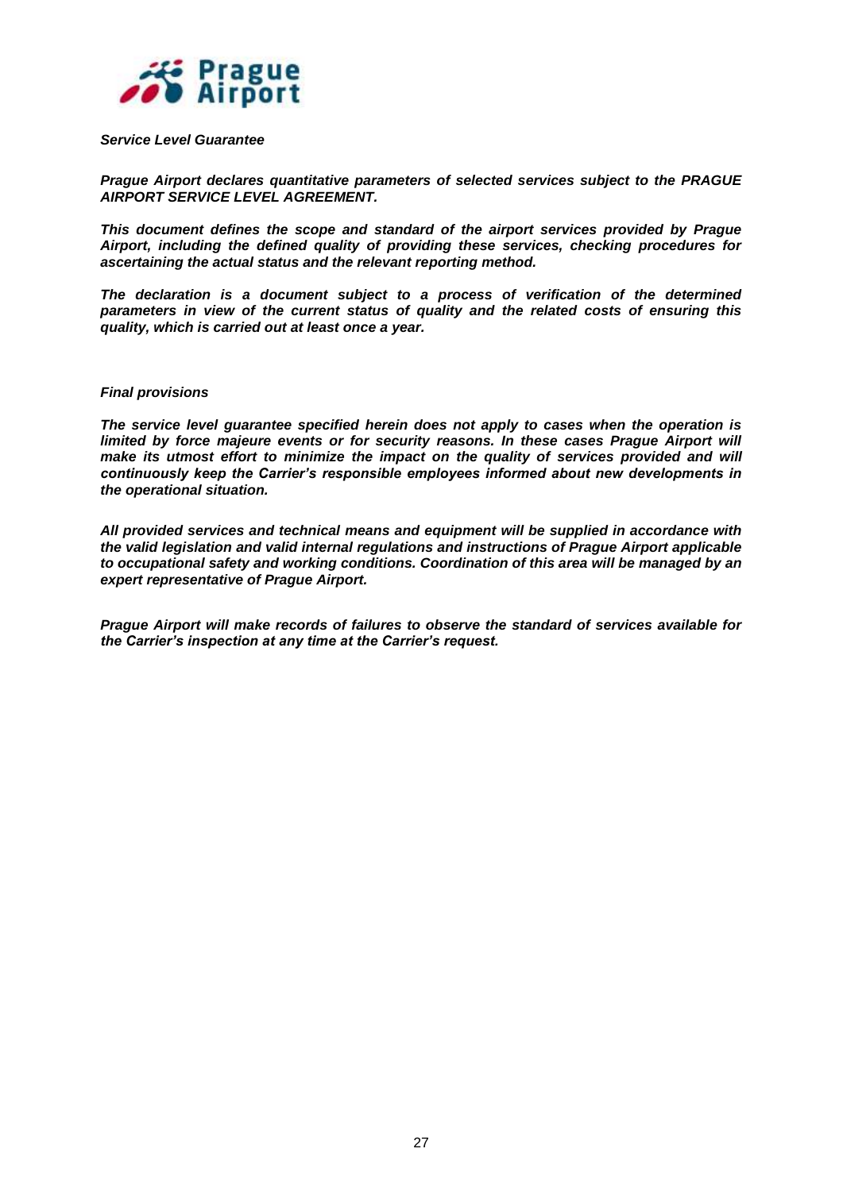***Service Level Guarantee***

***Prague Airport declares quantitative parameters of selected services subject to the PRAGUE AIRPORT SERVICE LEVEL AGREEMENT.***

***This document defines the scope and standard of the airport services provided by Prague Airport, including the defined quality of providing these services, checking procedures for ascertaining the actual status and the relevant reporting method.***

***The declaration is a document subject to a process of verification of the determined parameters in view of the current status of quality and the related costs of ensuring this quality, which is carried out at least once a year.***

***Final provisions***

***The service level guarantee specified herein does not apply to cases when the operation is limited by force majeure events or for security reasons. In these cases Prague Airport will make its utmost effort to minimize the impact on the quality of services provided and will continuously keep the Carrier's responsible employees informed about new developments in the operational situation.***

***All provided services and technical means and equipment will be supplied in accordance with the valid legislation and valid internal regulations and instructions of Prague Airport applicable to occupational safety and working conditions. Coordination of this area will be managed by an expert representative of Prague Airport.***

***Prague Airport will make records of failures to observe the standard of services available for the Carrier's inspection at any time at the Carrier's request.***